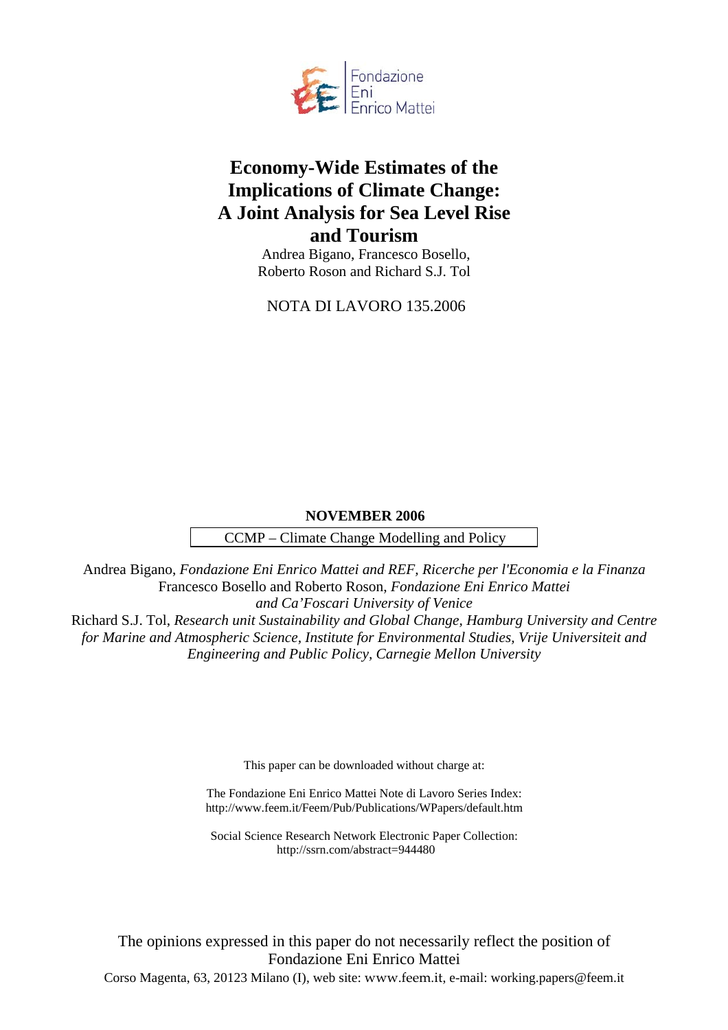Fondazione Eni Enrico Mattei

# Economy-Wide Estimates of the Implications of Climate Change: A Joint Analysis for Sea Level Rise and Tourism

Andrea Bigano, Francesco Bosello, Roberto Roson and Richard S.J. Tol

NOTA DI LAVORO 135.2006

**NOVEMBER 2006**

CCMP – Climate Change Modelling and Policy

Andrea Bigano, *Fondazione Eni Enrico Mattei and REF, Ricerche per l'Economia e la Finanza*
Francesco Bosello and Roberto Roson, *Fondazione Eni Enrico Mattei and Ca'Foscari University of Venice*
Richard S.J. Tol, *Research unit Sustainability and Global Change, Hamburg University and Centre for Marine and Atmospheric Science, Institute for Environmental Studies, Vrije Universiteit and Engineering and Public Policy, Carnegie Mellon University*

This paper can be downloaded without charge at:

The Fondazione Eni Enrico Mattei Note di Lavoro Series Index:
http://www.feem.it/Feem/Pub/Publications/WPapers/default.htm

Social Science Research Network Electronic Paper Collection:
http://ssrn.com/abstract=944480

The opinions expressed in this paper do not necessarily reflect the position of Fondazione Eni Enrico Mattei
Corso Magenta, 63, 20123 Milano (I), web site: www.feem.it, e-mail: working.papers@feem.it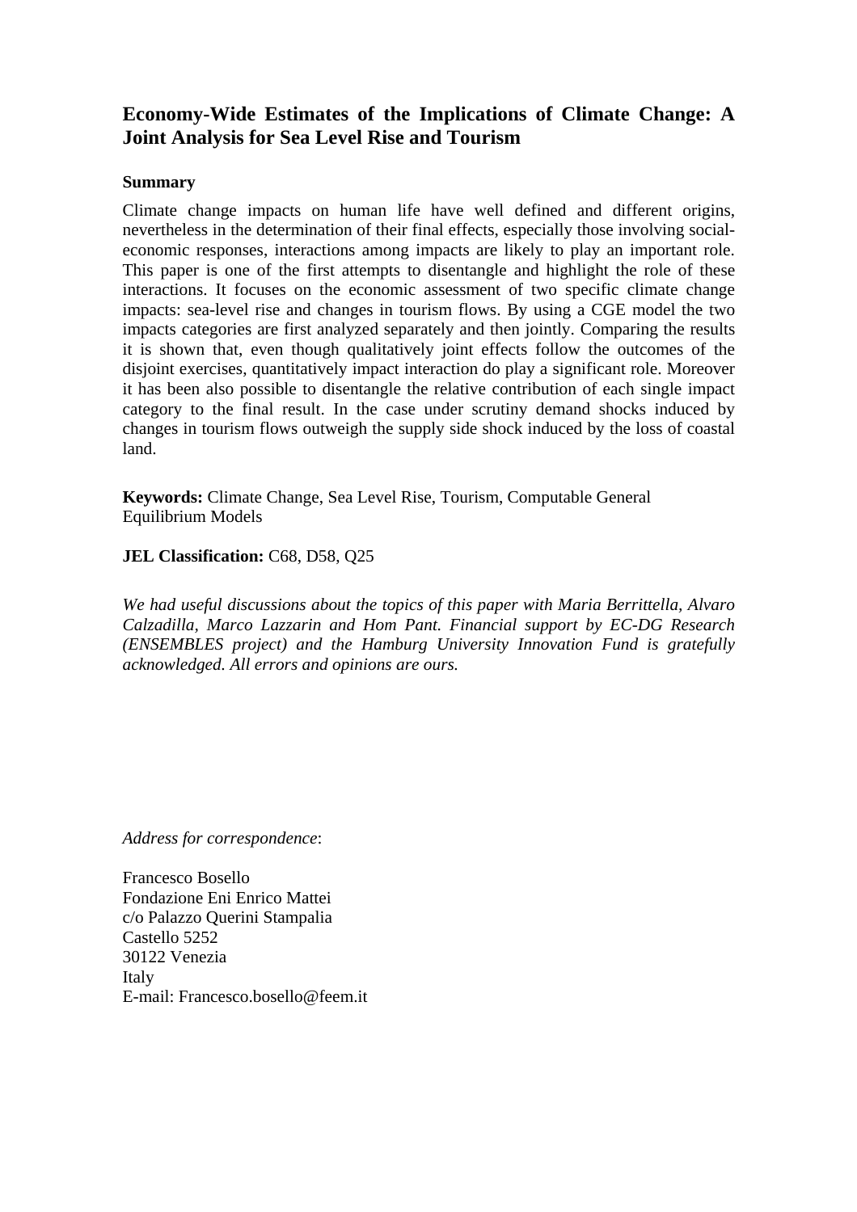# Economy-Wide Estimates of the Implications of Climate Change: A Joint Analysis for Sea Level Rise and Tourism

**Summary**

Climate change impacts on human life have well defined and different origins, nevertheless in the determination of their final effects, especially those involving social-economic responses, interactions among impacts are likely to play an important role. This paper is one of the first attempts to disentangle and highlight the role of these interactions. It focuses on the economic assessment of two specific climate change impacts: sea-level rise and changes in tourism flows. By using a CGE model the two impacts categories are first analyzed separately and then jointly. Comparing the results it is shown that, even though qualitatively joint effects follow the outcomes of the disjoint exercises, quantitatively impact interaction do play a significant role. Moreover it has been also possible to disentangle the relative contribution of each single impact category to the final result. In the case under scrutiny demand shocks induced by changes in tourism flows outweigh the supply side shock induced by the loss of coastal land.

**Keywords:** Climate Change, Sea Level Rise, Tourism, Computable General Equilibrium Models

**JEL Classification:** C68, D58, Q25

*We had useful discussions about the topics of this paper with Maria Berrittella, Alvaro Calzadilla, Marco Lazzarin and Hom Pant. Financial support by EC-DG Research (ENSEMBLES project) and the Hamburg University Innovation Fund is gratefully acknowledged. All errors and opinions are ours.*

*Address for correspondence*:

Francesco Bosello
Fondazione Eni Enrico Mattei
c/o Palazzo Querini Stampalia
Castello 5252
30122 Venezia
Italy
E-mail: Francesco.bosello@feem.it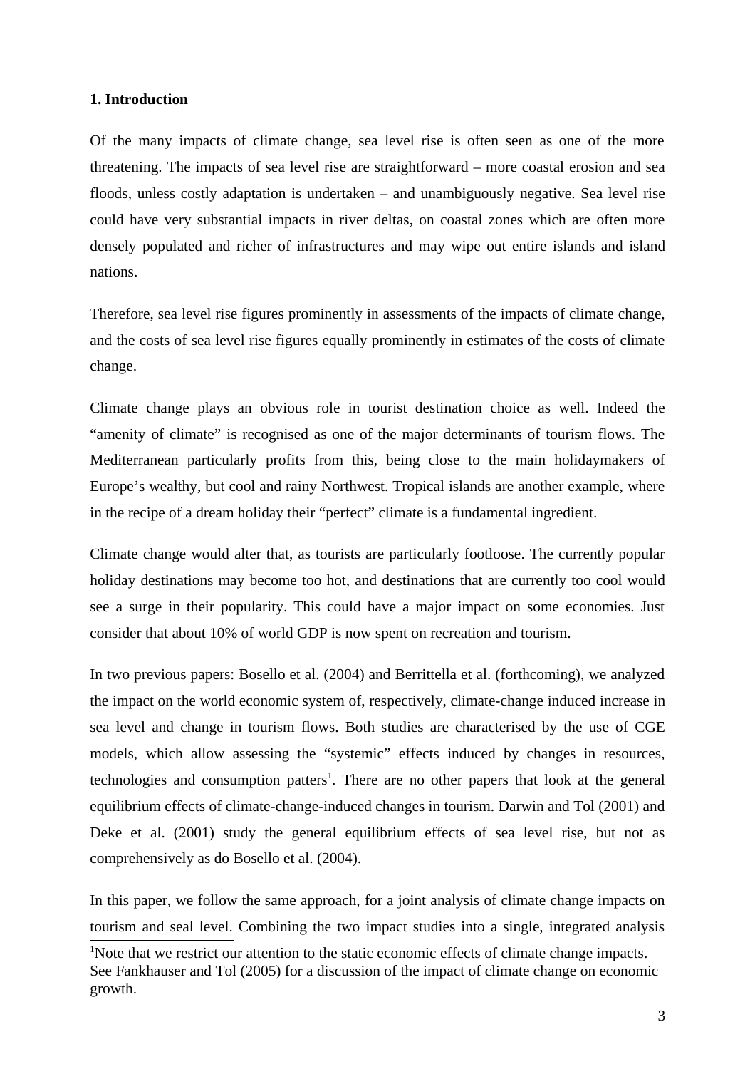## 1. Introduction

Of the many impacts of climate change, sea level rise is often seen as one of the more threatening. The impacts of sea level rise are straightforward – more coastal erosion and sea floods, unless costly adaptation is undertaken – and unambiguously negative. Sea level rise could have very substantial impacts in river deltas, on coastal zones which are often more densely populated and richer of infrastructures and may wipe out entire islands and island nations.

Therefore, sea level rise figures prominently in assessments of the impacts of climate change, and the costs of sea level rise figures equally prominently in estimates of the costs of climate change.

Climate change plays an obvious role in tourist destination choice as well. Indeed the "amenity of climate" is recognised as one of the major determinants of tourism flows. The Mediterranean particularly profits from this, being close to the main holidaymakers of Europe's wealthy, but cool and rainy Northwest. Tropical islands are another example, where in the recipe of a dream holiday their "perfect" climate is a fundamental ingredient.

Climate change would alter that, as tourists are particularly footloose. The currently popular holiday destinations may become too hot, and destinations that are currently too cool would see a surge in their popularity. This could have a major impact on some economies. Just consider that about 10% of world GDP is now spent on recreation and tourism.

In two previous papers: Bosello et al. (2004) and Berrittella et al. (forthcoming), we analyzed the impact on the world economic system of, respectively, climate-change induced increase in sea level and change in tourism flows. Both studies are characterised by the use of CGE models, which allow assessing the "systemic" effects induced by changes in resources, technologies and consumption patters[1]. There are no other papers that look at the general equilibrium effects of climate-change-induced changes in tourism. Darwin and Tol (2001) and Deke et al. (2001) study the general equilibrium effects of sea level rise, but not as comprehensively as do Bosello et al. (2004).

In this paper, we follow the same approach, for a joint analysis of climate change impacts on tourism and seal level. Combining the two impact studies into a single, integrated analysis

[1]Note that we restrict our attention to the static economic effects of climate change impacts. See Fankhauser and Tol (2005) for a discussion of the impact of climate change on economic growth.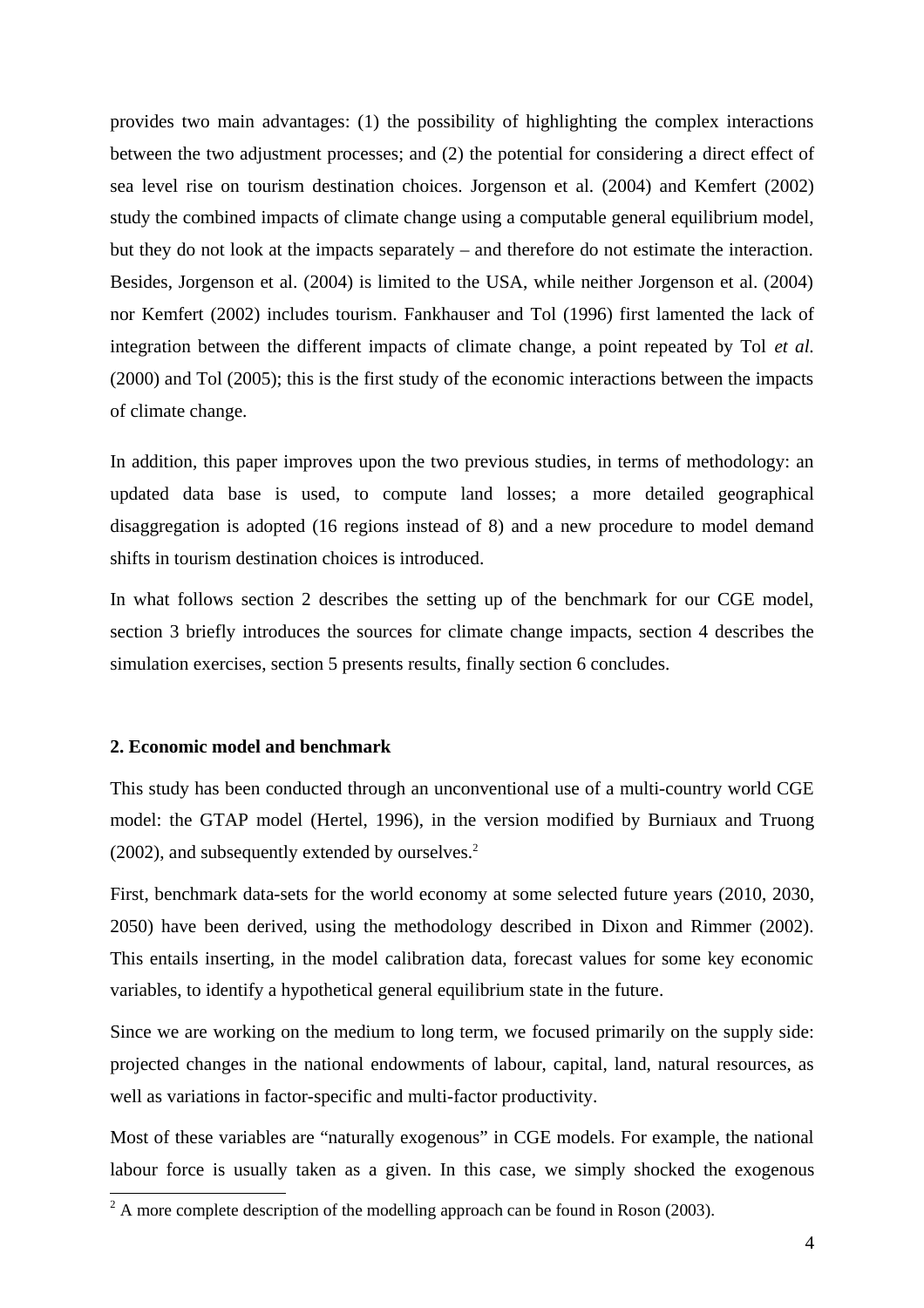provides two main advantages: (1) the possibility of highlighting the complex interactions between the two adjustment processes; and (2) the potential for considering a direct effect of sea level rise on tourism destination choices. Jorgenson et al. (2004) and Kemfert (2002) study the combined impacts of climate change using a computable general equilibrium model, but they do not look at the impacts separately – and therefore do not estimate the interaction. Besides, Jorgenson et al. (2004) is limited to the USA, while neither Jorgenson et al. (2004) nor Kemfert (2002) includes tourism. Fankhauser and Tol (1996) first lamented the lack of integration between the different impacts of climate change, a point repeated by Tol *et al.* (2000) and Tol (2005); this is the first study of the economic interactions between the impacts of climate change.

In addition, this paper improves upon the two previous studies, in terms of methodology: an updated data base is used, to compute land losses; a more detailed geographical disaggregation is adopted (16 regions instead of 8) and a new procedure to model demand shifts in tourism destination choices is introduced.

In what follows section 2 describes the setting up of the benchmark for our CGE model, section 3 briefly introduces the sources for climate change impacts, section 4 describes the simulation exercises, section 5 presents results, finally section 6 concludes.

## 2. Economic model and benchmark

This study has been conducted through an unconventional use of a multi-country world CGE model: the GTAP model (Hertel, 1996), in the version modified by Burniaux and Truong (2002), and subsequently extended by ourselves.[2]

First, benchmark data-sets for the world economy at some selected future years (2010, 2030, 2050) have been derived, using the methodology described in Dixon and Rimmer (2002). This entails inserting, in the model calibration data, forecast values for some key economic variables, to identify a hypothetical general equilibrium state in the future.

Since we are working on the medium to long term, we focused primarily on the supply side: projected changes in the national endowments of labour, capital, land, natural resources, as well as variations in factor-specific and multi-factor productivity.

Most of these variables are "naturally exogenous" in CGE models. For example, the national labour force is usually taken as a given. In this case, we simply shocked the exogenous

[2] A more complete description of the modelling approach can be found in Roson (2003).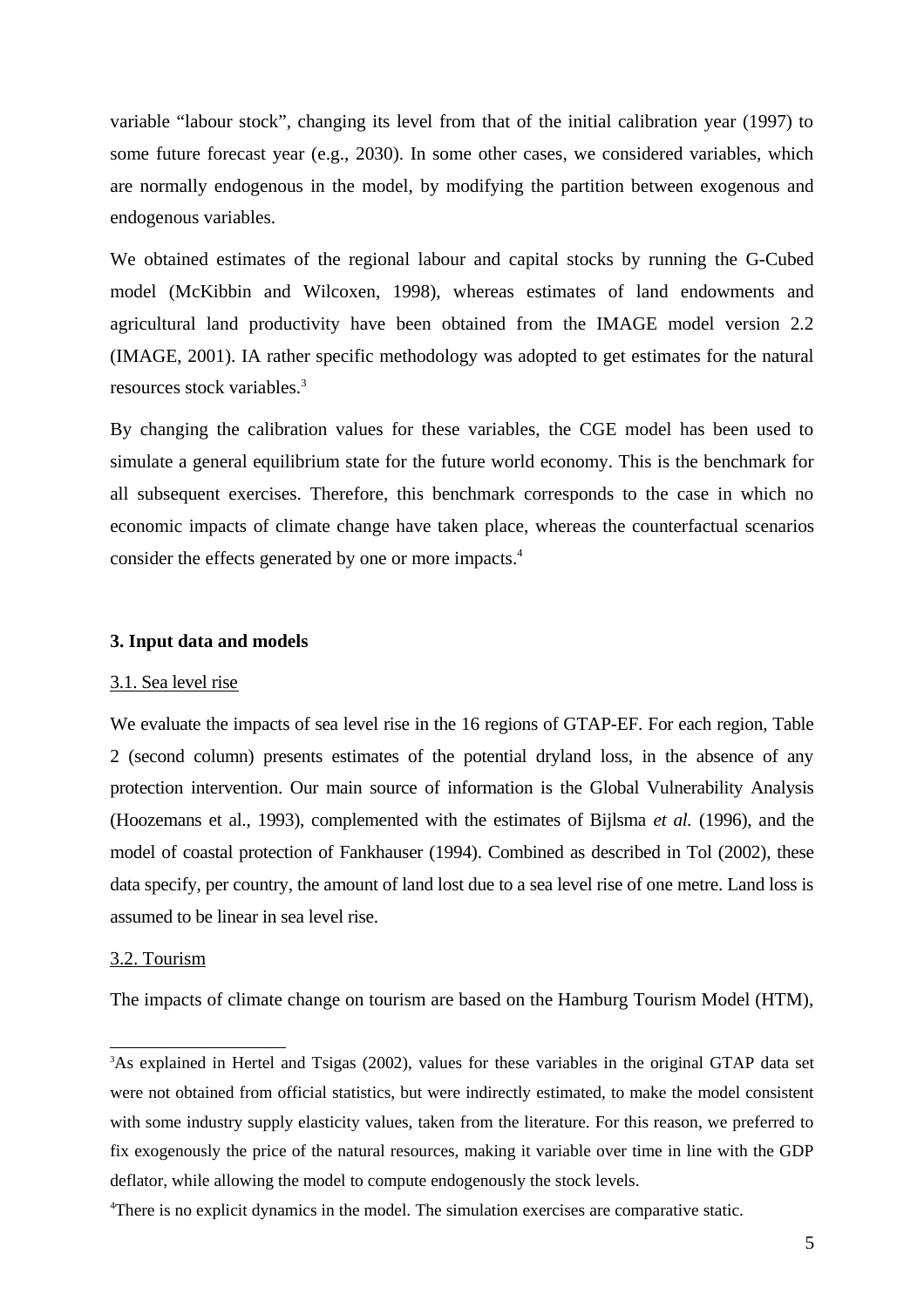variable "labour stock", changing its level from that of the initial calibration year (1997) to some future forecast year (e.g., 2030). In some other cases, we considered variables, which are normally endogenous in the model, by modifying the partition between exogenous and endogenous variables.

We obtained estimates of the regional labour and capital stocks by running the G-Cubed model (McKibbin and Wilcoxen, 1998), whereas estimates of land endowments and agricultural land productivity have been obtained from the IMAGE model version 2.2 (IMAGE, 2001). IA rather specific methodology was adopted to get estimates for the natural resources stock variables.[3]

By changing the calibration values for these variables, the CGE model has been used to simulate a general equilibrium state for the future world economy. This is the benchmark for all subsequent exercises. Therefore, this benchmark corresponds to the case in which no economic impacts of climate change have taken place, whereas the counterfactual scenarios consider the effects generated by one or more impacts.[4]

## 3. Input data and models

### 3.1. Sea level rise

We evaluate the impacts of sea level rise in the 16 regions of GTAP-EF. For each region, Table 2 (second column) presents estimates of the potential dryland loss, in the absence of any protection intervention. Our main source of information is the Global Vulnerability Analysis (Hoozemans et al., 1993), complemented with the estimates of Bijlsma *et al.* (1996), and the model of coastal protection of Fankhauser (1994). Combined as described in Tol (2002), these data specify, per country, the amount of land lost due to a sea level rise of one metre. Land loss is assumed to be linear in sea level rise.

### 3.2. Tourism

The impacts of climate change on tourism are based on the Hamburg Tourism Model (HTM),

---

[3]As explained in Hertel and Tsigas (2002), values for these variables in the original GTAP data set were not obtained from official statistics, but were indirectly estimated, to make the model consistent with some industry supply elasticity values, taken from the literature. For this reason, we preferred to fix exogenously the price of the natural resources, making it variable over time in line with the GDP deflator, while allowing the model to compute endogenously the stock levels.

[4]There is no explicit dynamics in the model. The simulation exercises are comparative static.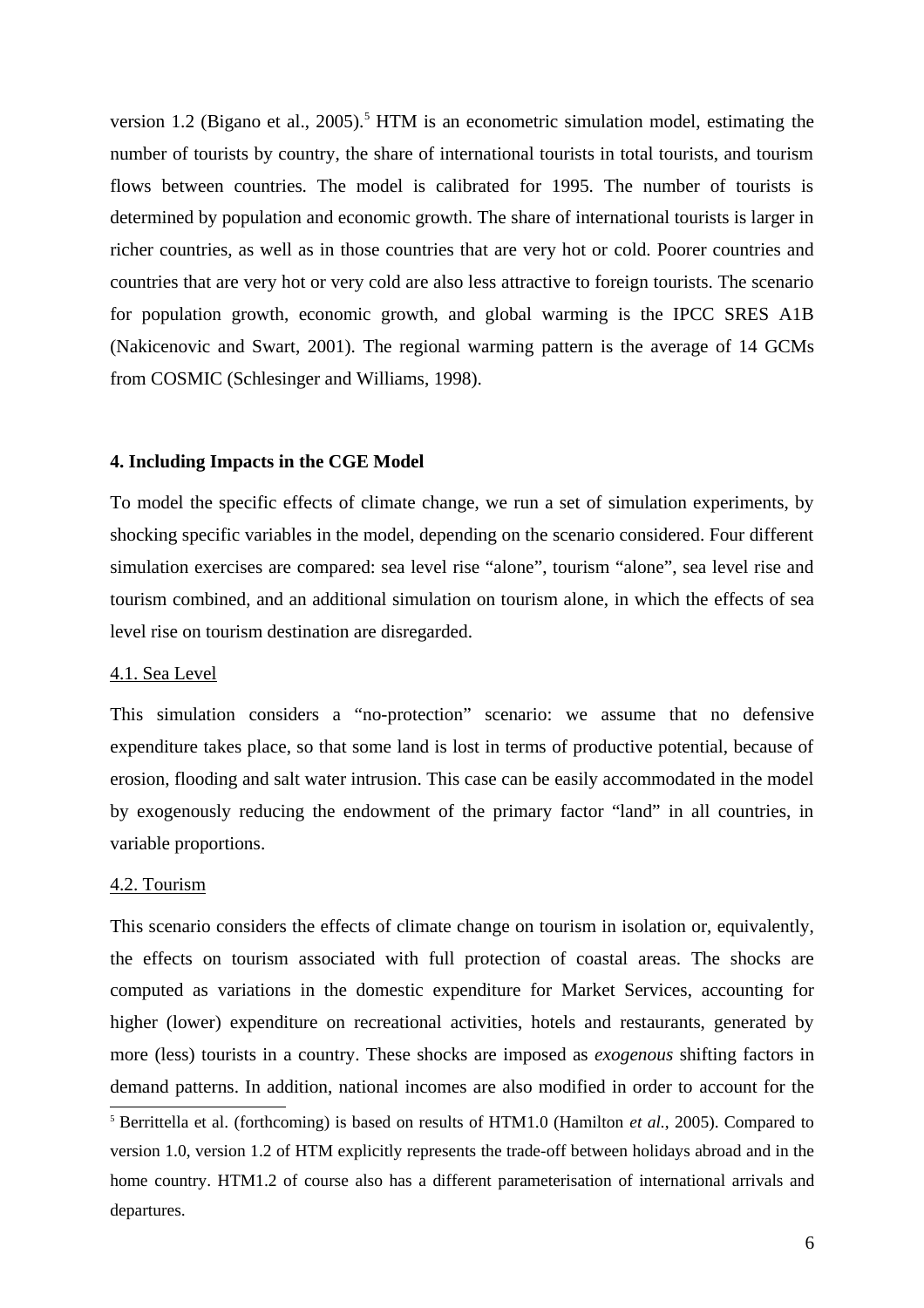version 1.2 (Bigano et al., 2005).[5] HTM is an econometric simulation model, estimating the number of tourists by country, the share of international tourists in total tourists, and tourism flows between countries. The model is calibrated for 1995. The number of tourists is determined by population and economic growth. The share of international tourists is larger in richer countries, as well as in those countries that are very hot or cold. Poorer countries and countries that are very hot or very cold are also less attractive to foreign tourists. The scenario for population growth, economic growth, and global warming is the IPCC SRES A1B (Nakicenovic and Swart, 2001). The regional warming pattern is the average of 14 GCMs from COSMIC (Schlesinger and Williams, 1998).

## 4. Including Impacts in the CGE Model

To model the specific effects of climate change, we run a set of simulation experiments, by shocking specific variables in the model, depending on the scenario considered. Four different simulation exercises are compared: sea level rise "alone", tourism "alone", sea level rise and tourism combined, and an additional simulation on tourism alone, in which the effects of sea level rise on tourism destination are disregarded.

### 4.1. Sea Level

This simulation considers a "no-protection" scenario: we assume that no defensive expenditure takes place, so that some land is lost in terms of productive potential, because of erosion, flooding and salt water intrusion. This case can be easily accommodated in the model by exogenously reducing the endowment of the primary factor "land" in all countries, in variable proportions.

### 4.2. Tourism

This scenario considers the effects of climate change on tourism in isolation or, equivalently, the effects on tourism associated with full protection of coastal areas. The shocks are computed as variations in the domestic expenditure for Market Services, accounting for higher (lower) expenditure on recreational activities, hotels and restaurants, generated by more (less) tourists in a country. These shocks are imposed as *exogenous* shifting factors in demand patterns. In addition, national incomes are also modified in order to account for the

[5] Berrittella et al. (forthcoming) is based on results of HTM1.0 (Hamilton *et al.*, 2005). Compared to version 1.0, version 1.2 of HTM explicitly represents the trade-off between holidays abroad and in the home country. HTM1.2 of course also has a different parameterisation of international arrivals and departures.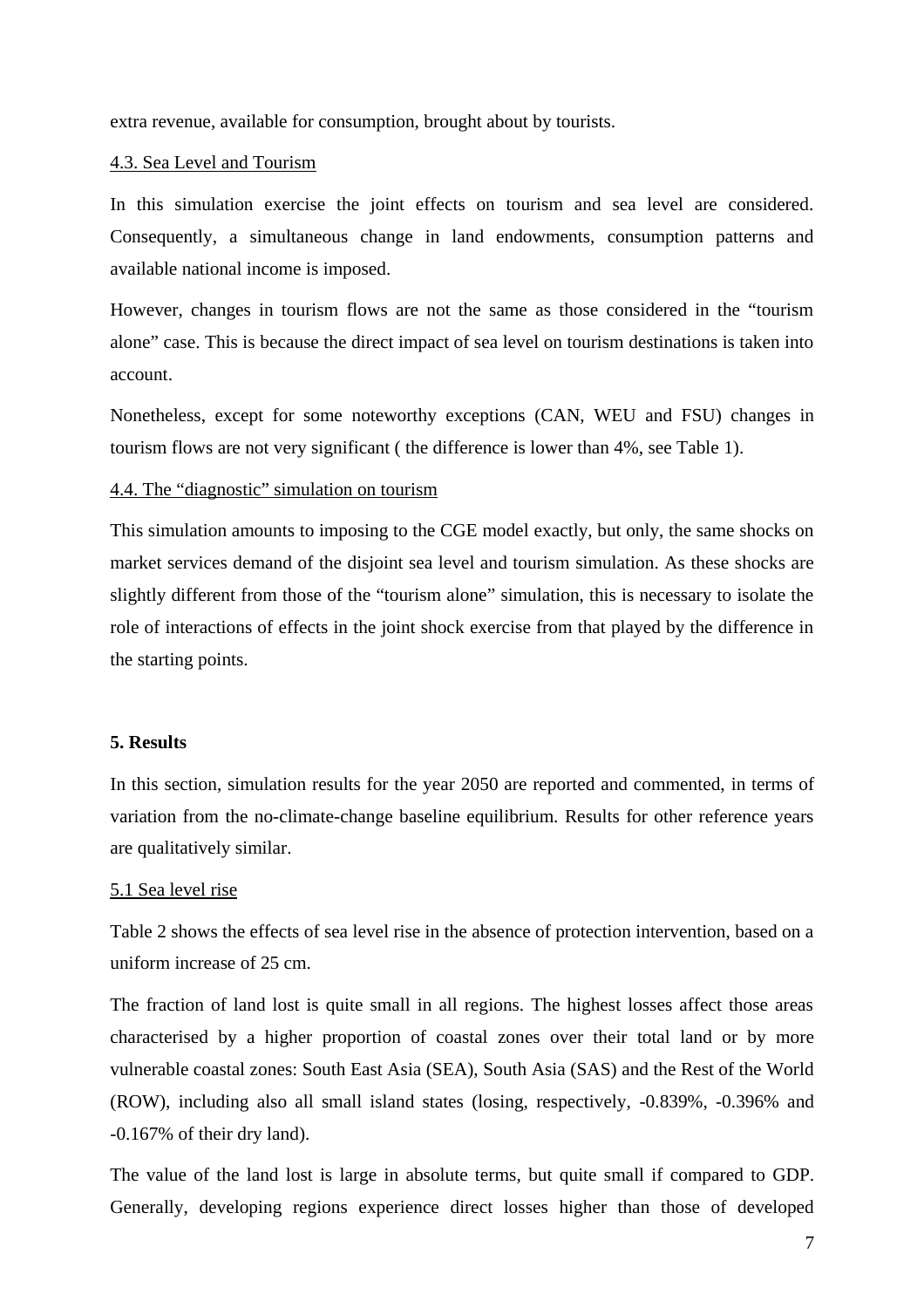extra revenue, available for consumption, brought about by tourists.

4.3. Sea Level and Tourism

In this simulation exercise the joint effects on tourism and sea level are considered. Consequently, a simultaneous change in land endowments, consumption patterns and available national income is imposed.

However, changes in tourism flows are not the same as those considered in the "tourism alone" case. This is because the direct impact of sea level on tourism destinations is taken into account.

Nonetheless, except for some noteworthy exceptions (CAN, WEU and FSU) changes in tourism flows are not very significant ( the difference is lower than 4%, see Table 1).

4.4. The "diagnostic" simulation on tourism

This simulation amounts to imposing to the CGE model exactly, but only, the same shocks on market services demand of the disjoint sea level and tourism simulation. As these shocks are slightly different from those of the "tourism alone" simulation, this is necessary to isolate the role of interactions of effects in the joint shock exercise from that played by the difference in the starting points.

## 5. Results

In this section, simulation results for the year 2050 are reported and commented, in terms of variation from the no-climate-change baseline equilibrium. Results for other reference years are qualitatively similar.

5.1 Sea level rise

Table 2 shows the effects of sea level rise in the absence of protection intervention, based on a uniform increase of 25 cm.

The fraction of land lost is quite small in all regions. The highest losses affect those areas characterised by a higher proportion of coastal zones over their total land or by more vulnerable coastal zones: South East Asia (SEA), South Asia (SAS) and the Rest of the World (ROW), including also all small island states (losing, respectively, -0.839%, -0.396% and -0.167% of their dry land).

The value of the land lost is large in absolute terms, but quite small if compared to GDP. Generally, developing regions experience direct losses higher than those of developed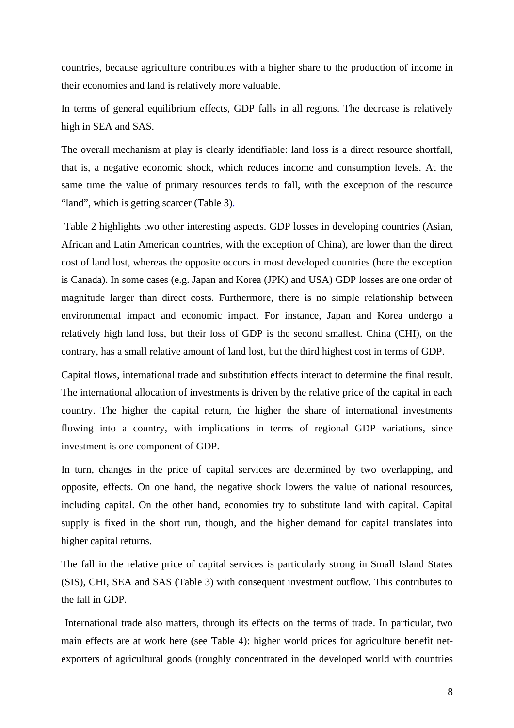countries, because agriculture contributes with a higher share to the production of income in their economies and land is relatively more valuable.

In terms of general equilibrium effects, GDP falls in all regions. The decrease is relatively high in SEA and SAS.

The overall mechanism at play is clearly identifiable: land loss is a direct resource shortfall, that is, a negative economic shock, which reduces income and consumption levels. At the same time the value of primary resources tends to fall, with the exception of the resource "land", which is getting scarcer (Table 3).

Table 2 highlights two other interesting aspects. GDP losses in developing countries (Asian, African and Latin American countries, with the exception of China), are lower than the direct cost of land lost, whereas the opposite occurs in most developed countries (here the exception is Canada). In some cases (e.g. Japan and Korea (JPK) and USA) GDP losses are one order of magnitude larger than direct costs. Furthermore, there is no simple relationship between environmental impact and economic impact. For instance, Japan and Korea undergo a relatively high land loss, but their loss of GDP is the second smallest. China (CHI), on the contrary, has a small relative amount of land lost, but the third highest cost in terms of GDP.

Capital flows, international trade and substitution effects interact to determine the final result. The international allocation of investments is driven by the relative price of the capital in each country. The higher the capital return, the higher the share of international investments flowing into a country, with implications in terms of regional GDP variations, since investment is one component of GDP.

In turn, changes in the price of capital services are determined by two overlapping, and opposite, effects. On one hand, the negative shock lowers the value of national resources, including capital. On the other hand, economies try to substitute land with capital. Capital supply is fixed in the short run, though, and the higher demand for capital translates into higher capital returns.

The fall in the relative price of capital services is particularly strong in Small Island States (SIS), CHI, SEA and SAS (Table 3) with consequent investment outflow. This contributes to the fall in GDP.

International trade also matters, through its effects on the terms of trade. In particular, two main effects are at work here (see Table 4): higher world prices for agriculture benefit net-exporters of agricultural goods (roughly concentrated in the developed world with countries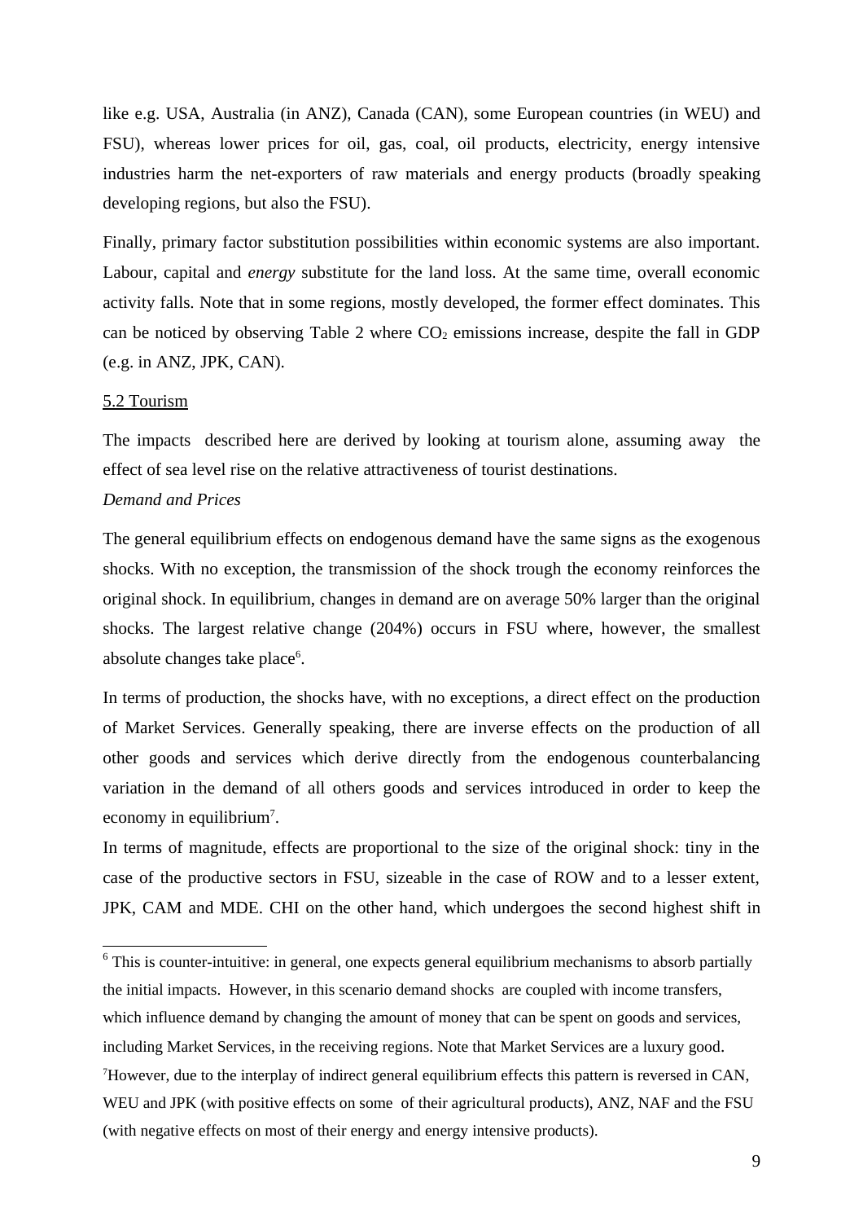like e.g. USA, Australia (in ANZ), Canada (CAN), some European countries (in WEU) and FSU), whereas lower prices for oil, gas, coal, oil products, electricity, energy intensive industries harm the net-exporters of raw materials and energy products (broadly speaking developing regions, but also the FSU).

Finally, primary factor substitution possibilities within economic systems are also important. Labour, capital and *energy* substitute for the land loss. At the same time, overall economic activity falls. Note that in some regions, mostly developed, the former effect dominates. This can be noticed by observing Table 2 where $CO_2$ emissions increase, despite the fall in GDP (e.g. in ANZ, JPK, CAN).

## 5.2 Tourism

The impacts described here are derived by looking at tourism alone, assuming away the effect of sea level rise on the relative attractiveness of tourist destinations.

*Demand and Prices*

The general equilibrium effects on endogenous demand have the same signs as the exogenous shocks. With no exception, the transmission of the shock trough the economy reinforces the original shock. In equilibrium, changes in demand are on average 50% larger than the original shocks. The largest relative change (204%) occurs in FSU where, however, the smallest absolute changes take place[6].

In terms of production, the shocks have, with no exceptions, a direct effect on the production of Market Services. Generally speaking, there are inverse effects on the production of all other goods and services which derive directly from the endogenous counterbalancing variation in the demand of all others goods and services introduced in order to keep the economy in equilibrium[7].

In terms of magnitude, effects are proportional to the size of the original shock: tiny in the case of the productive sectors in FSU, sizeable in the case of ROW and to a lesser extent, JPK, CAM and MDE. CHI on the other hand, which undergoes the second highest shift in

[6] This is counter-intuitive: in general, one expects general equilibrium mechanisms to absorb partially the initial impacts. However, in this scenario demand shocks are coupled with income transfers, which influence demand by changing the amount of money that can be spent on goods and services, including Market Services, in the receiving regions. Note that Market Services are a luxury good.

[7] However, due to the interplay of indirect general equilibrium effects this pattern is reversed in CAN, WEU and JPK (with positive effects on some of their agricultural products), ANZ, NAF and the FSU (with negative effects on most of their energy and energy intensive products).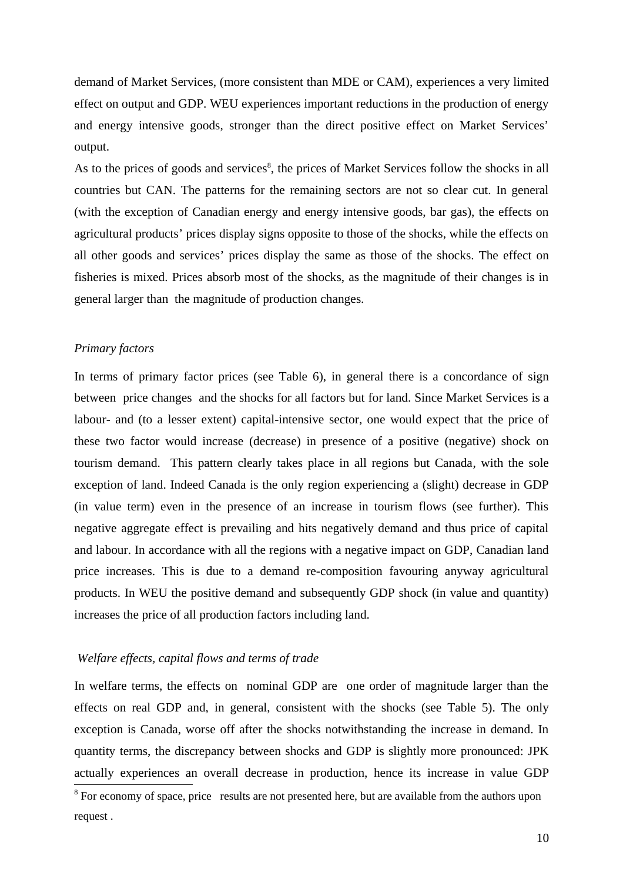demand of Market Services, (more consistent than MDE or CAM), experiences a very limited effect on output and GDP. WEU experiences important reductions in the production of energy and energy intensive goods, stronger than the direct positive effect on Market Services' output.

As to the prices of goods and services[8], the prices of Market Services follow the shocks in all countries but CAN. The patterns for the remaining sectors are not so clear cut. In general (with the exception of Canadian energy and energy intensive goods, bar gas), the effects on agricultural products' prices display signs opposite to those of the shocks, while the effects on all other goods and services' prices display the same as those of the shocks. The effect on fisheries is mixed. Prices absorb most of the shocks, as the magnitude of their changes is in general larger than the magnitude of production changes.

*Primary factors*

In terms of primary factor prices (see Table 6), in general there is a concordance of sign between price changes and the shocks for all factors but for land. Since Market Services is a labour- and (to a lesser extent) capital-intensive sector, one would expect that the price of these two factor would increase (decrease) in presence of a positive (negative) shock on tourism demand. This pattern clearly takes place in all regions but Canada, with the sole exception of land. Indeed Canada is the only region experiencing a (slight) decrease in GDP (in value term) even in the presence of an increase in tourism flows (see further). This negative aggregate effect is prevailing and hits negatively demand and thus price of capital and labour. In accordance with all the regions with a negative impact on GDP, Canadian land price increases. This is due to a demand re-composition favouring anyway agricultural products. In WEU the positive demand and subsequently GDP shock (in value and quantity) increases the price of all production factors including land.

*Welfare effects, capital flows and terms of trade*

In welfare terms, the effects on nominal GDP are one order of magnitude larger than the effects on real GDP and, in general, consistent with the shocks (see Table 5). The only exception is Canada, worse off after the shocks notwithstanding the increase in demand. In quantity terms, the discrepancy between shocks and GDP is slightly more pronounced: JPK actually experiences an overall decrease in production, hence its increase in value GDP

[8] For economy of space, price results are not presented here, but are available from the authors upon request .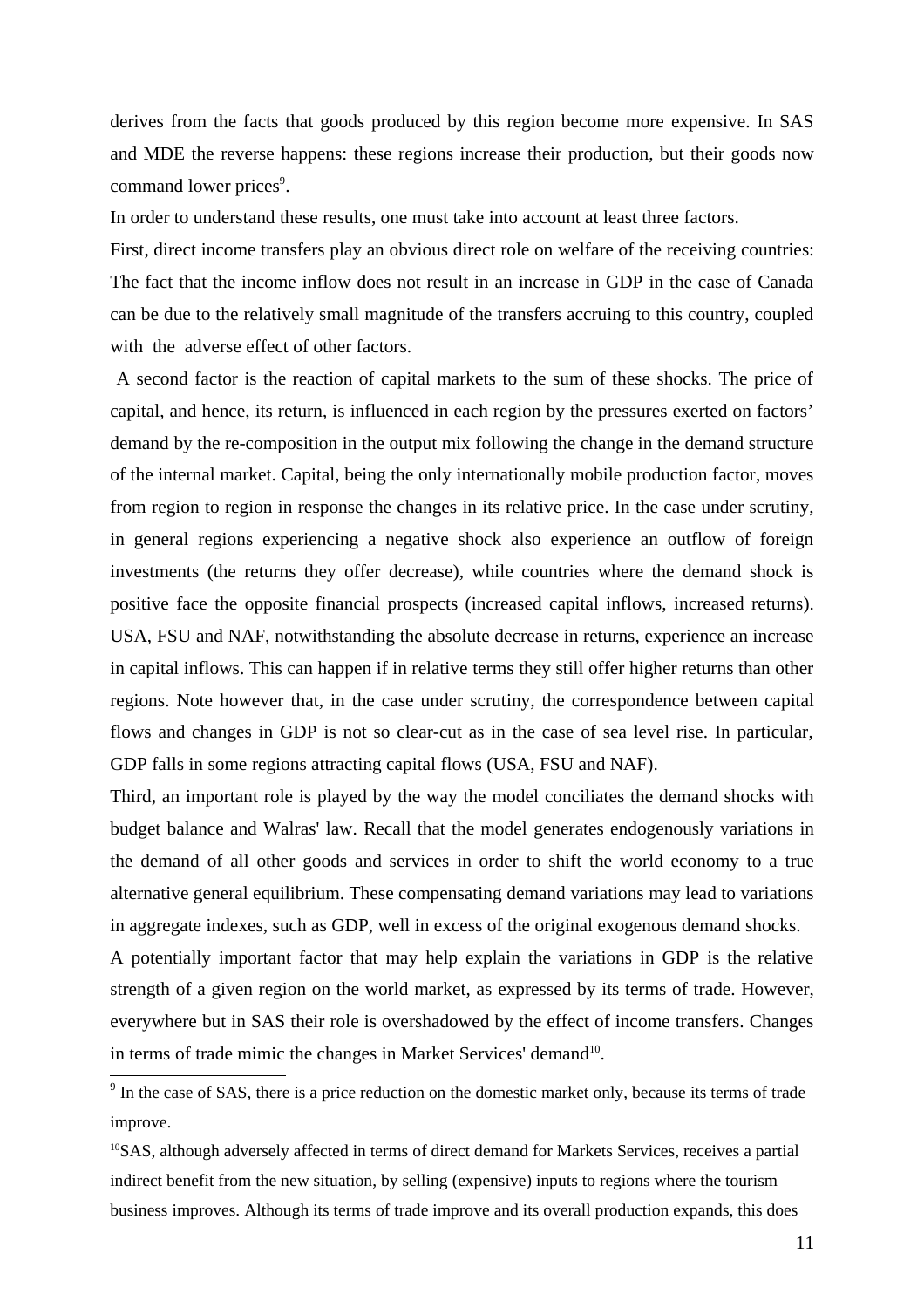derives from the facts that goods produced by this region become more expensive. In SAS and MDE the reverse happens: these regions increase their production, but their goods now command lower prices[9].

In order to understand these results, one must take into account at least three factors.

First, direct income transfers play an obvious direct role on welfare of the receiving countries: The fact that the income inflow does not result in an increase in GDP in the case of Canada can be due to the relatively small magnitude of the transfers accruing to this country, coupled with the adverse effect of other factors.

A second factor is the reaction of capital markets to the sum of these shocks. The price of capital, and hence, its return, is influenced in each region by the pressures exerted on factors' demand by the re-composition in the output mix following the change in the demand structure of the internal market. Capital, being the only internationally mobile production factor, moves from region to region in response the changes in its relative price. In the case under scrutiny, in general regions experiencing a negative shock also experience an outflow of foreign investments (the returns they offer decrease), while countries where the demand shock is positive face the opposite financial prospects (increased capital inflows, increased returns). USA, FSU and NAF, notwithstanding the absolute decrease in returns, experience an increase in capital inflows. This can happen if in relative terms they still offer higher returns than other regions. Note however that, in the case under scrutiny, the correspondence between capital flows and changes in GDP is not so clear-cut as in the case of sea level rise. In particular, GDP falls in some regions attracting capital flows (USA, FSU and NAF).

Third, an important role is played by the way the model conciliates the demand shocks with budget balance and Walras' law. Recall that the model generates endogenously variations in the demand of all other goods and services in order to shift the world economy to a true alternative general equilibrium. These compensating demand variations may lead to variations in aggregate indexes, such as GDP, well in excess of the original exogenous demand shocks.

A potentially important factor that may help explain the variations in GDP is the relative strength of a given region on the world market, as expressed by its terms of trade. However, everywhere but in SAS their role is overshadowed by the effect of income transfers. Changes in terms of trade mimic the changes in Market Services' demand[10].

---

[9] In the case of SAS, there is a price reduction on the domestic market only, because its terms of trade improve.

[10] SAS, although adversely affected in terms of direct demand for Markets Services, receives a partial indirect benefit from the new situation, by selling (expensive) inputs to regions where the tourism business improves. Although its terms of trade improve and its overall production expands, this does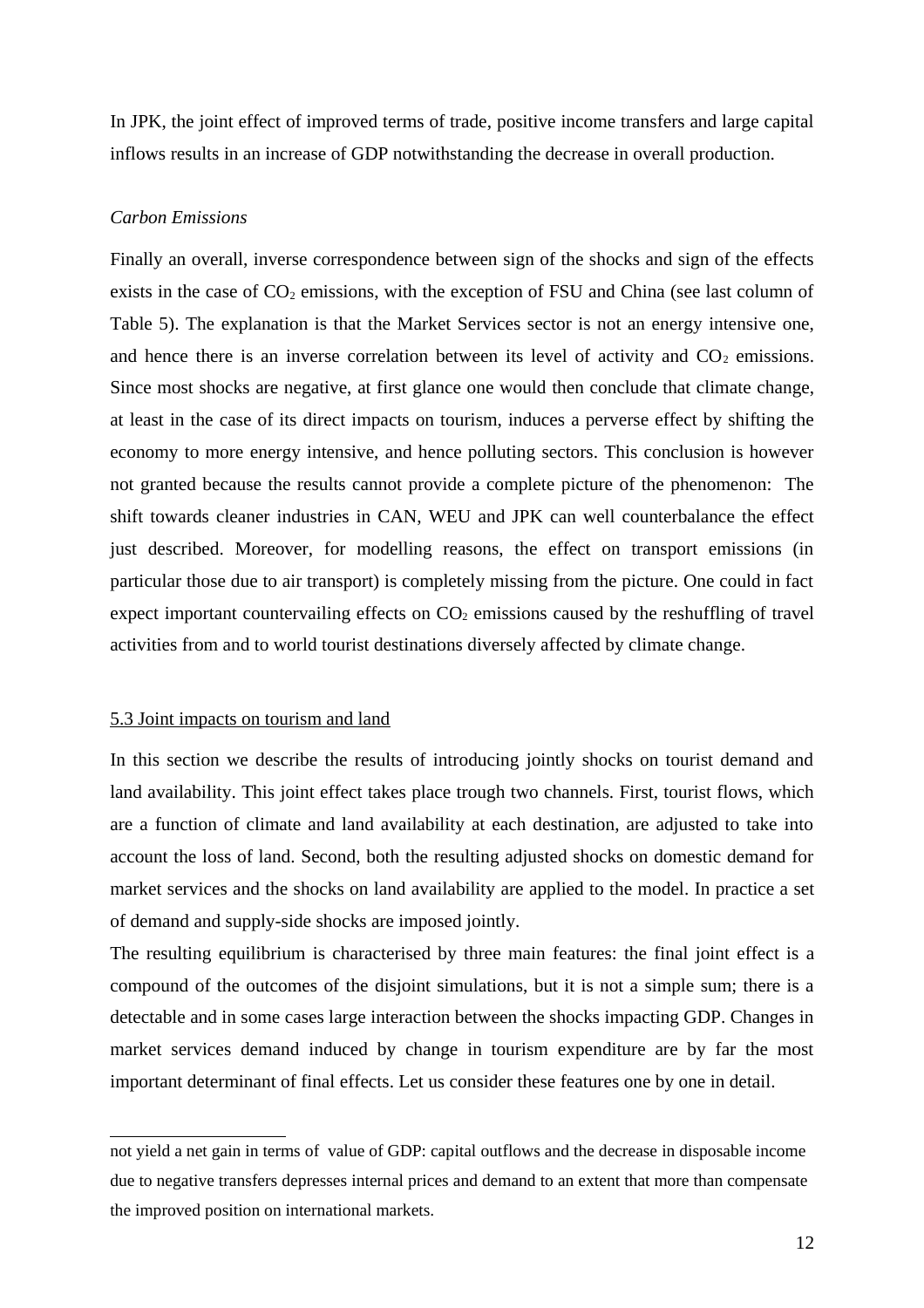In JPK, the joint effect of improved terms of trade, positive income transfers and large capital inflows results in an increase of GDP notwithstanding the decrease in overall production.

*Carbon Emissions*

Finally an overall, inverse correspondence between sign of the shocks and sign of the effects exists in the case of $CO_2$ emissions, with the exception of FSU and China (see last column of Table 5). The explanation is that the Market Services sector is not an energy intensive one, and hence there is an inverse correlation between its level of activity and $CO_2$ emissions. Since most shocks are negative, at first glance one would then conclude that climate change, at least in the case of its direct impacts on tourism, induces a perverse effect by shifting the economy to more energy intensive, and hence polluting sectors. This conclusion is however not granted because the results cannot provide a complete picture of the phenomenon: The shift towards cleaner industries in CAN, WEU and JPK can well counterbalance the effect just described. Moreover, for modelling reasons, the effect on transport emissions (in particular those due to air transport) is completely missing from the picture. One could in fact expect important countervailing effects on $CO_2$ emissions caused by the reshuffling of travel activities from and to world tourist destinations diversely affected by climate change.

### 5.3 Joint impacts on tourism and land

In this section we describe the results of introducing jointly shocks on tourist demand and land availability. This joint effect takes place trough two channels. First, tourist flows, which are a function of climate and land availability at each destination, are adjusted to take into account the loss of land. Second, both the resulting adjusted shocks on domestic demand for market services and the shocks on land availability are applied to the model. In practice a set of demand and supply-side shocks are imposed jointly.

The resulting equilibrium is characterised by three main features: the final joint effect is a compound of the outcomes of the disjoint simulations, but it is not a simple sum; there is a detectable and in some cases large interaction between the shocks impacting GDP. Changes in market services demand induced by change in tourism expenditure are by far the most important determinant of final effects. Let us consider these features one by one in detail.

---

not yield a net gain in terms of value of GDP: capital outflows and the decrease in disposable income due to negative transfers depresses internal prices and demand to an extent that more than compensate the improved position on international markets.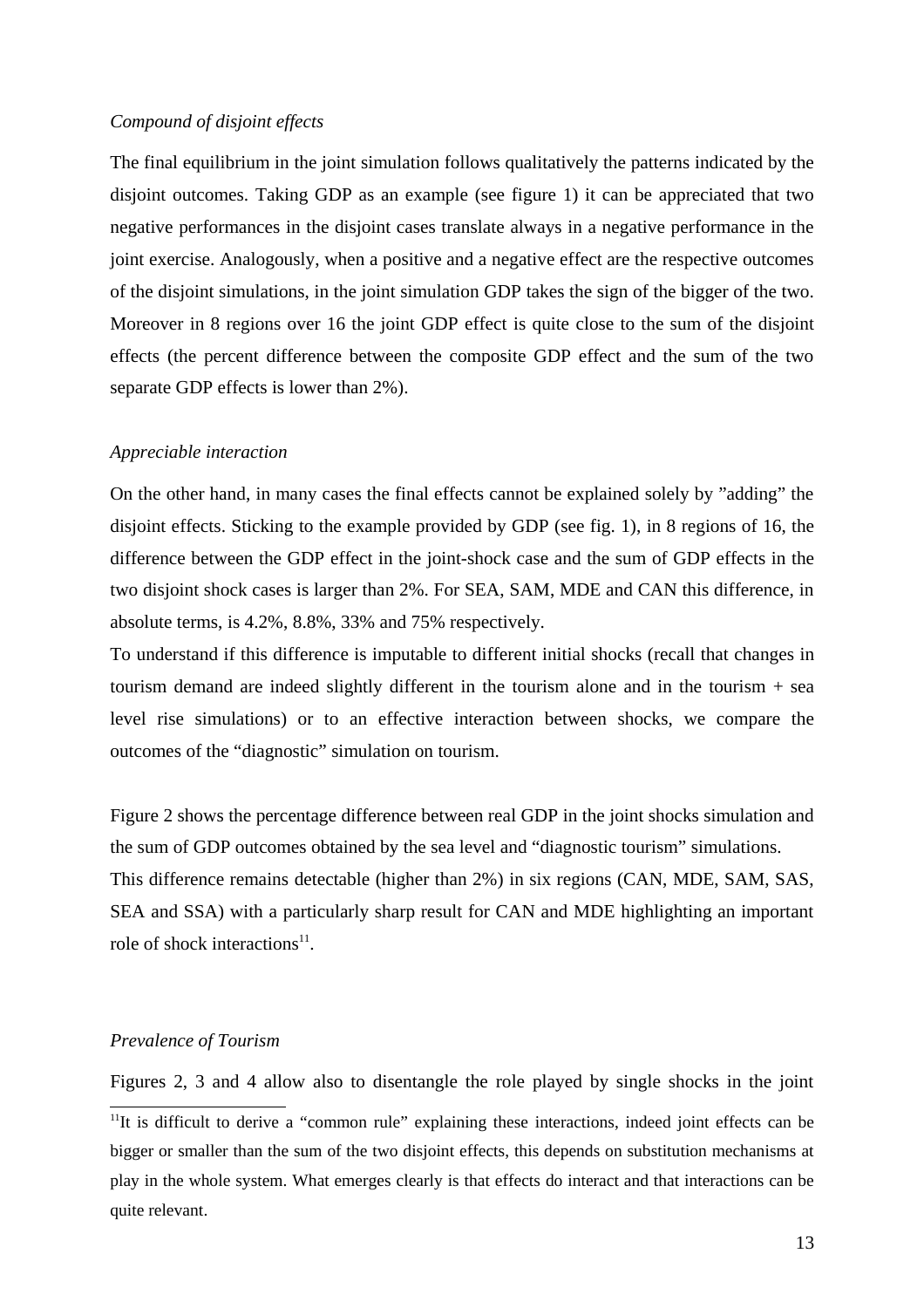*Compound of disjoint effects*

The final equilibrium in the joint simulation follows qualitatively the patterns indicated by the disjoint outcomes. Taking GDP as an example (see figure 1) it can be appreciated that two negative performances in the disjoint cases translate always in a negative performance in the joint exercise. Analogously, when a positive and a negative effect are the respective outcomes of the disjoint simulations, in the joint simulation GDP takes the sign of the bigger of the two. Moreover in 8 regions over 16 the joint GDP effect is quite close to the sum of the disjoint effects (the percent difference between the composite GDP effect and the sum of the two separate GDP effects is lower than 2%).

*Appreciable interaction*

On the other hand, in many cases the final effects cannot be explained solely by "adding" the disjoint effects. Sticking to the example provided by GDP (see fig. 1), in 8 regions of 16, the difference between the GDP effect in the joint-shock case and the sum of GDP effects in the two disjoint shock cases is larger than 2%. For SEA, SAM, MDE and CAN this difference, in absolute terms, is 4.2%, 8.8%, 33% and 75% respectively.

To understand if this difference is imputable to different initial shocks (recall that changes in tourism demand are indeed slightly different in the tourism alone and in the tourism + sea level rise simulations) or to an effective interaction between shocks, we compare the outcomes of the "diagnostic" simulation on tourism.

Figure 2 shows the percentage difference between real GDP in the joint shocks simulation and the sum of GDP outcomes obtained by the sea level and "diagnostic tourism" simulations.
This difference remains detectable (higher than 2%) in six regions (CAN, MDE, SAM, SAS, SEA and SSA) with a particularly sharp result for CAN and MDE highlighting an important role of shock interactions[11].

*Prevalence of Tourism*

Figures 2, 3 and 4 allow also to disentangle the role played by single shocks in the joint

[11] It is difficult to derive a "common rule" explaining these interactions, indeed joint effects can be bigger or smaller than the sum of the two disjoint effects, this depends on substitution mechanisms at play in the whole system. What emerges clearly is that effects do interact and that interactions can be quite relevant.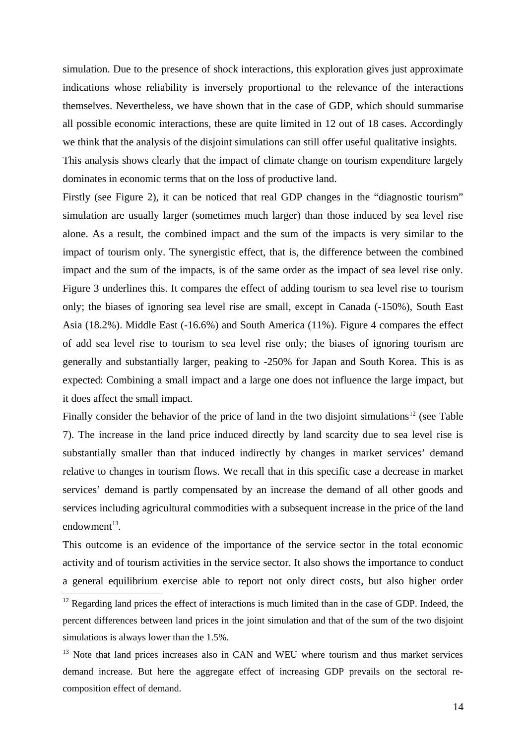simulation. Due to the presence of shock interactions, this exploration gives just approximate indications whose reliability is inversely proportional to the relevance of the interactions themselves. Nevertheless, we have shown that in the case of GDP, which should summarise all possible economic interactions, these are quite limited in 12 out of 18 cases. Accordingly we think that the analysis of the disjoint simulations can still offer useful qualitative insights.

This analysis shows clearly that the impact of climate change on tourism expenditure largely dominates in economic terms that on the loss of productive land.

Firstly (see Figure 2), it can be noticed that real GDP changes in the "diagnostic tourism" simulation are usually larger (sometimes much larger) than those induced by sea level rise alone. As a result, the combined impact and the sum of the impacts is very similar to the impact of tourism only. The synergistic effect, that is, the difference between the combined impact and the sum of the impacts, is of the same order as the impact of sea level rise only. Figure 3 underlines this. It compares the effect of adding tourism to sea level rise to tourism only; the biases of ignoring sea level rise are small, except in Canada (-150%), South East Asia (18.2%). Middle East (-16.6%) and South America (11%). Figure 4 compares the effect of add sea level rise to tourism to sea level rise only; the biases of ignoring tourism are generally and substantially larger, peaking to -250% for Japan and South Korea. This is as expected: Combining a small impact and a large one does not influence the large impact, but it does affect the small impact.

Finally consider the behavior of the price of land in the two disjoint simulations[12] (see Table 7). The increase in the land price induced directly by land scarcity due to sea level rise is substantially smaller than that induced indirectly by changes in market services' demand relative to changes in tourism flows. We recall that in this specific case a decrease in market services' demand is partly compensated by an increase the demand of all other goods and services including agricultural commodities with a subsequent increase in the price of the land endowment[13].

This outcome is an evidence of the importance of the service sector in the total economic activity and of tourism activities in the service sector. It also shows the importance to conduct a general equilibrium exercise able to report not only direct costs, but also higher order

[12] Regarding land prices the effect of interactions is much limited than in the case of GDP. Indeed, the percent differences between land prices in the joint simulation and that of the sum of the two disjoint simulations is always lower than the 1.5%.

[13] Note that land prices increases also in CAN and WEU where tourism and thus market services demand increase. But here the aggregate effect of increasing GDP prevails on the sectoral re-composition effect of demand.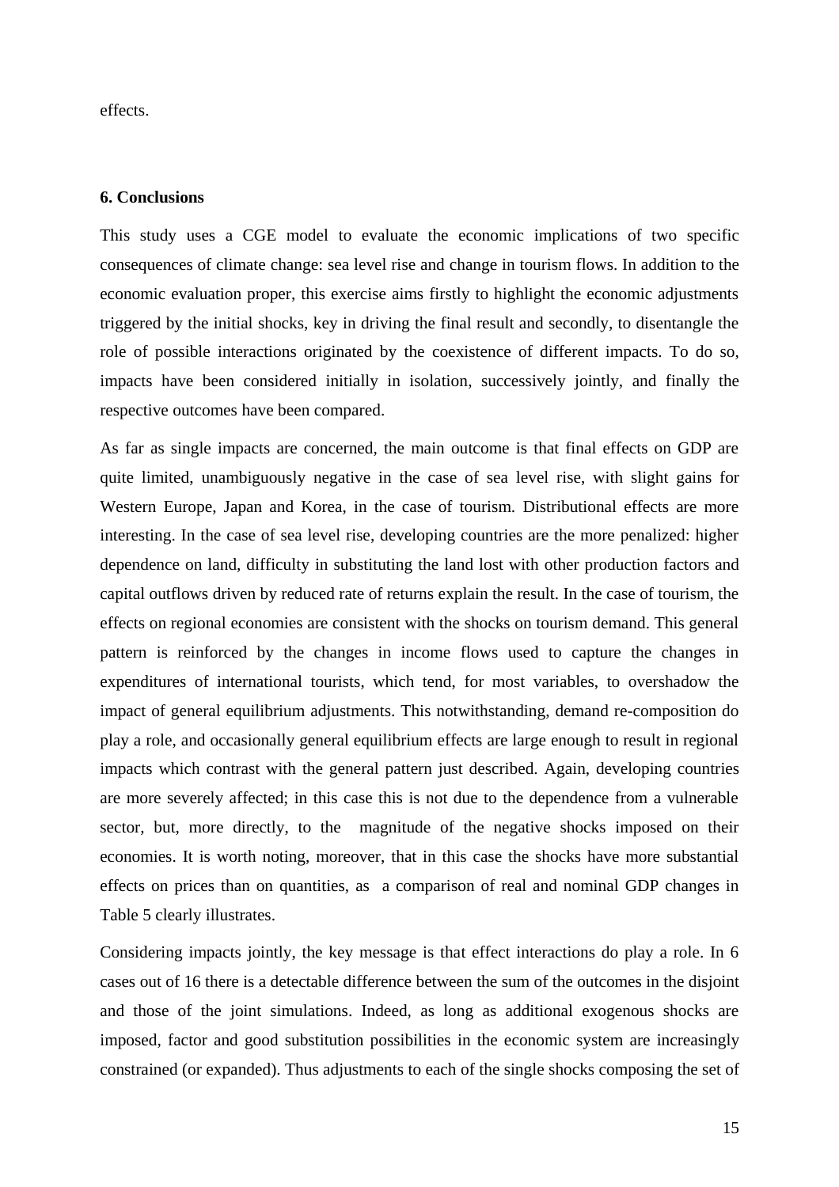effects.

### 6. Conclusions

This study uses a CGE model to evaluate the economic implications of two specific consequences of climate change: sea level rise and change in tourism flows. In addition to the economic evaluation proper, this exercise aims firstly to highlight the economic adjustments triggered by the initial shocks, key in driving the final result and secondly, to disentangle the role of possible interactions originated by the coexistence of different impacts. To do so, impacts have been considered initially in isolation, successively jointly, and finally the respective outcomes have been compared.

As far as single impacts are concerned, the main outcome is that final effects on GDP are quite limited, unambiguously negative in the case of sea level rise, with slight gains for Western Europe, Japan and Korea, in the case of tourism. Distributional effects are more interesting. In the case of sea level rise, developing countries are the more penalized: higher dependence on land, difficulty in substituting the land lost with other production factors and capital outflows driven by reduced rate of returns explain the result. In the case of tourism, the effects on regional economies are consistent with the shocks on tourism demand. This general pattern is reinforced by the changes in income flows used to capture the changes in expenditures of international tourists, which tend, for most variables, to overshadow the impact of general equilibrium adjustments. This notwithstanding, demand re-composition do play a role, and occasionally general equilibrium effects are large enough to result in regional impacts which contrast with the general pattern just described. Again, developing countries are more severely affected; in this case this is not due to the dependence from a vulnerable sector, but, more directly, to the magnitude of the negative shocks imposed on their economies. It is worth noting, moreover, that in this case the shocks have more substantial effects on prices than on quantities, as a comparison of real and nominal GDP changes in Table 5 clearly illustrates.

Considering impacts jointly, the key message is that effect interactions do play a role. In 6 cases out of 16 there is a detectable difference between the sum of the outcomes in the disjoint and those of the joint simulations. Indeed, as long as additional exogenous shocks are imposed, factor and good substitution possibilities in the economic system are increasingly constrained (or expanded). Thus adjustments to each of the single shocks composing the set of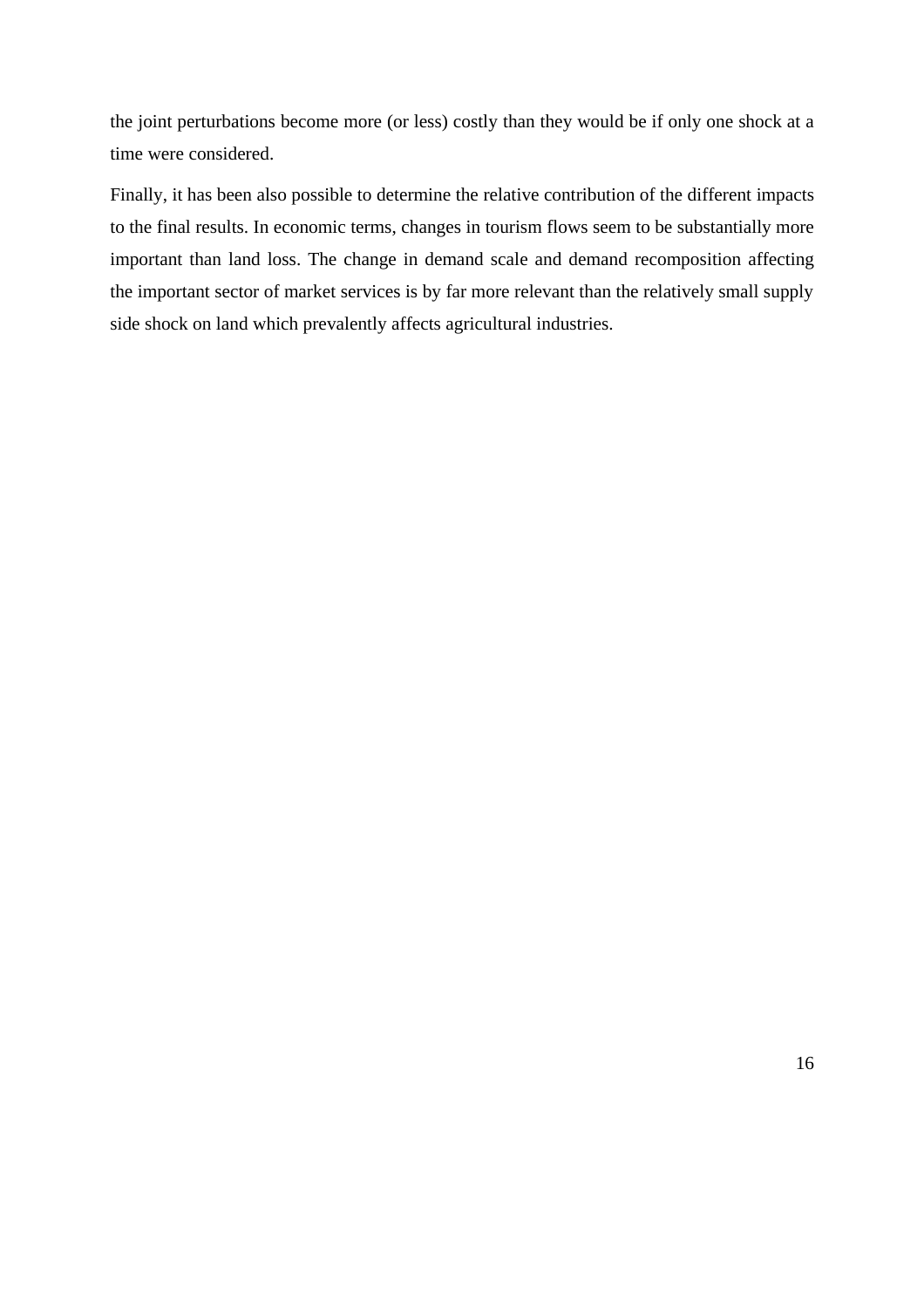the joint perturbations become more (or less) costly than they would be if only one shock at a time were considered.

Finally, it has been also possible to determine the relative contribution of the different impacts to the final results. In economic terms, changes in tourism flows seem to be substantially more important than land loss. The change in demand scale and demand recomposition affecting the important sector of market services is by far more relevant than the relatively small supply side shock on land which prevalently affects agricultural industries.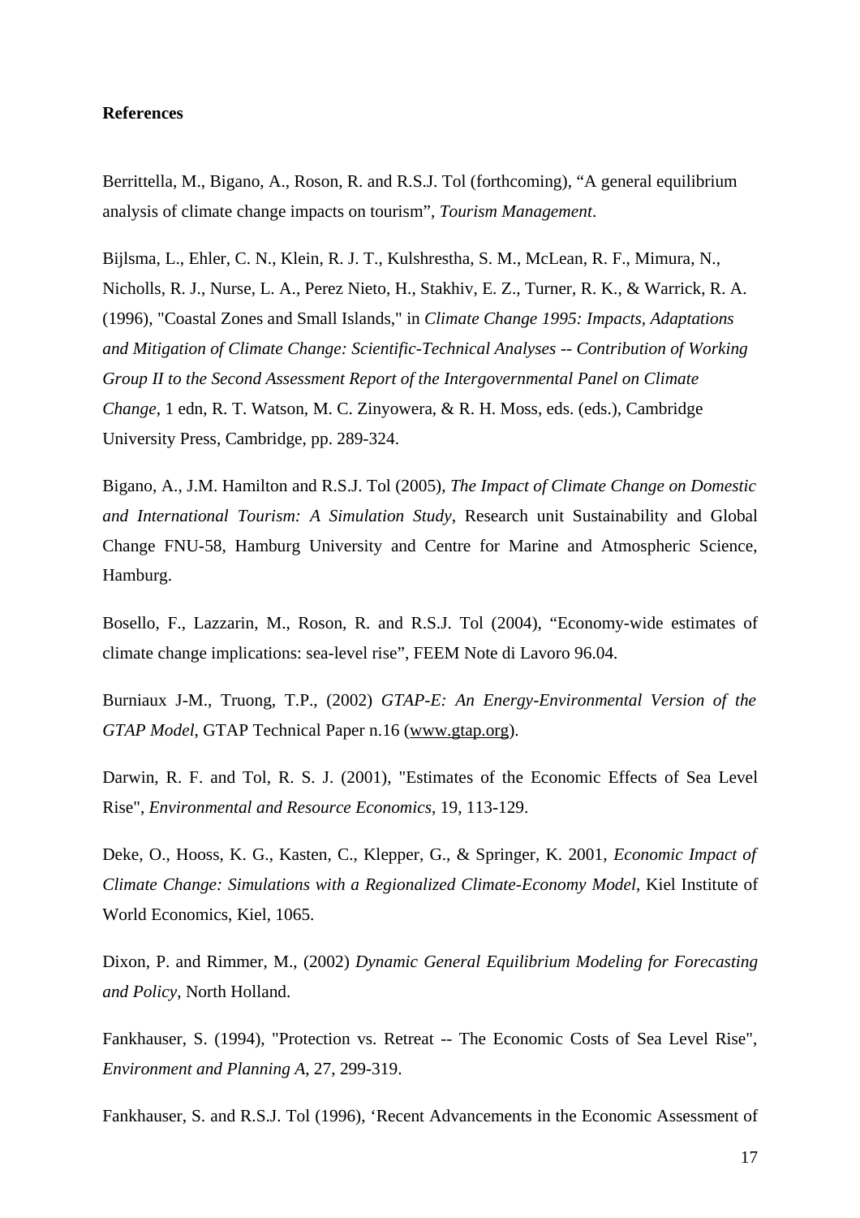**References**

Berrittella, M., Bigano, A., Roson, R. and R.S.J. Tol (forthcoming), "A general equilibrium analysis of climate change impacts on tourism", *Tourism Management*.

Bijlsma, L., Ehler, C. N., Klein, R. J. T., Kulshrestha, S. M., McLean, R. F., Mimura, N., Nicholls, R. J., Nurse, L. A., Perez Nieto, H., Stakhiv, E. Z., Turner, R. K., & Warrick, R. A. (1996), "Coastal Zones and Small Islands," in *Climate Change 1995: Impacts, Adaptations and Mitigation of Climate Change: Scientific-Technical Analyses -- Contribution of Working Group II to the Second Assessment Report of the Intergovernmental Panel on Climate Change*, 1 edn, R. T. Watson, M. C. Zinyowera, & R. H. Moss, eds. (eds.), Cambridge University Press, Cambridge, pp. 289-324.

Bigano, A., J.M. Hamilton and R.S.J. Tol (2005), *The Impact of Climate Change on Domestic and International Tourism: A Simulation Study*, Research unit Sustainability and Global Change FNU-58, Hamburg University and Centre for Marine and Atmospheric Science, Hamburg.

Bosello, F., Lazzarin, M., Roson, R. and R.S.J. Tol (2004), "Economy-wide estimates of climate change implications: sea-level rise", FEEM Note di Lavoro 96.04.

Burniaux J-M., Truong, T.P., (2002) *GTAP-E: An Energy-Environmental Version of the GTAP Model*, GTAP Technical Paper n.16 (www.gtap.org).

Darwin, R. F. and Tol, R. S. J. (2001), "Estimates of the Economic Effects of Sea Level Rise", *Environmental and Resource Economics*, 19, 113-129.

Deke, O., Hooss, K. G., Kasten, C., Klepper, G., & Springer, K. 2001, *Economic Impact of Climate Change: Simulations with a Regionalized Climate-Economy Model*, Kiel Institute of World Economics, Kiel, 1065.

Dixon, P. and Rimmer, M., (2002) *Dynamic General Equilibrium Modeling for Forecasting and Policy*, North Holland.

Fankhauser, S. (1994), "Protection vs. Retreat -- The Economic Costs of Sea Level Rise", *Environment and Planning A*, 27, 299-319.

Fankhauser, S. and R.S.J. Tol (1996), 'Recent Advancements in the Economic Assessment of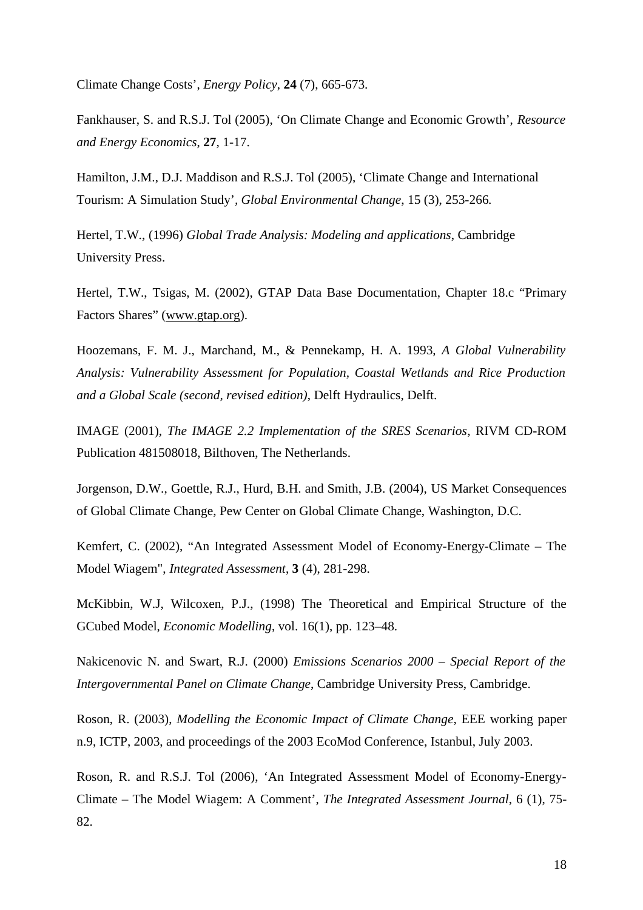Climate Change Costs’, *Energy Policy*, **24** (7), 665-673.

Fankhauser, S. and R.S.J. Tol (2005), ‘On Climate Change and Economic Growth’, *Resource and Energy Economics*, **27**, 1-17.

Hamilton, J.M., D.J. Maddison and R.S.J. Tol (2005), ‘Climate Change and International Tourism: A Simulation Study’, *Global Environmental Change*, 15 (3), 253-266*.*

Hertel, T.W., (1996) *Global Trade Analysis: Modeling and applications*, Cambridge University Press.

Hertel, T.W., Tsigas, M. (2002), GTAP Data Base Documentation, Chapter 18.c “Primary Factors Shares” (www.gtap.org).

Hoozemans, F. M. J., Marchand, M., & Pennekamp, H. A. 1993, *A Global Vulnerability Analysis: Vulnerability Assessment for Population, Coastal Wetlands and Rice Production and a Global Scale (second, revised edition)*, Delft Hydraulics, Delft.

IMAGE (2001), *The IMAGE 2.2 Implementation of the SRES Scenarios*, RIVM CD-ROM Publication 481508018, Bilthoven, The Netherlands.

Jorgenson, D.W., Goettle, R.J., Hurd, B.H. and Smith, J.B. (2004), US Market Consequences of Global Climate Change, Pew Center on Global Climate Change, Washington, D.C.

Kemfert, C. (2002), “An Integrated Assessment Model of Economy-Energy-Climate – The Model Wiagem", *Integrated Assessment*, **3** (4), 281-298.

McKibbin, W.J, Wilcoxen, P.J., (1998) The Theoretical and Empirical Structure of the GCubed Model, *Economic Modelling*, vol. 16(1), pp. 123–48.

Nakicenovic N. and Swart, R.J. (2000) *Emissions Scenarios 2000 – Special Report of the Intergovernmental Panel on Climate Change*, Cambridge University Press, Cambridge.

Roson, R. (2003), *Modelling the Economic Impact of Climate Change*, EEE working paper n.9, ICTP, 2003, and proceedings of the 2003 EcoMod Conference, Istanbul, July 2003.

Roson, R. and R.S.J. Tol (2006), ‘An Integrated Assessment Model of Economy-Energy-Climate – The Model Wiagem: A Comment’, *The Integrated Assessment Journal*, 6 (1), 75-82.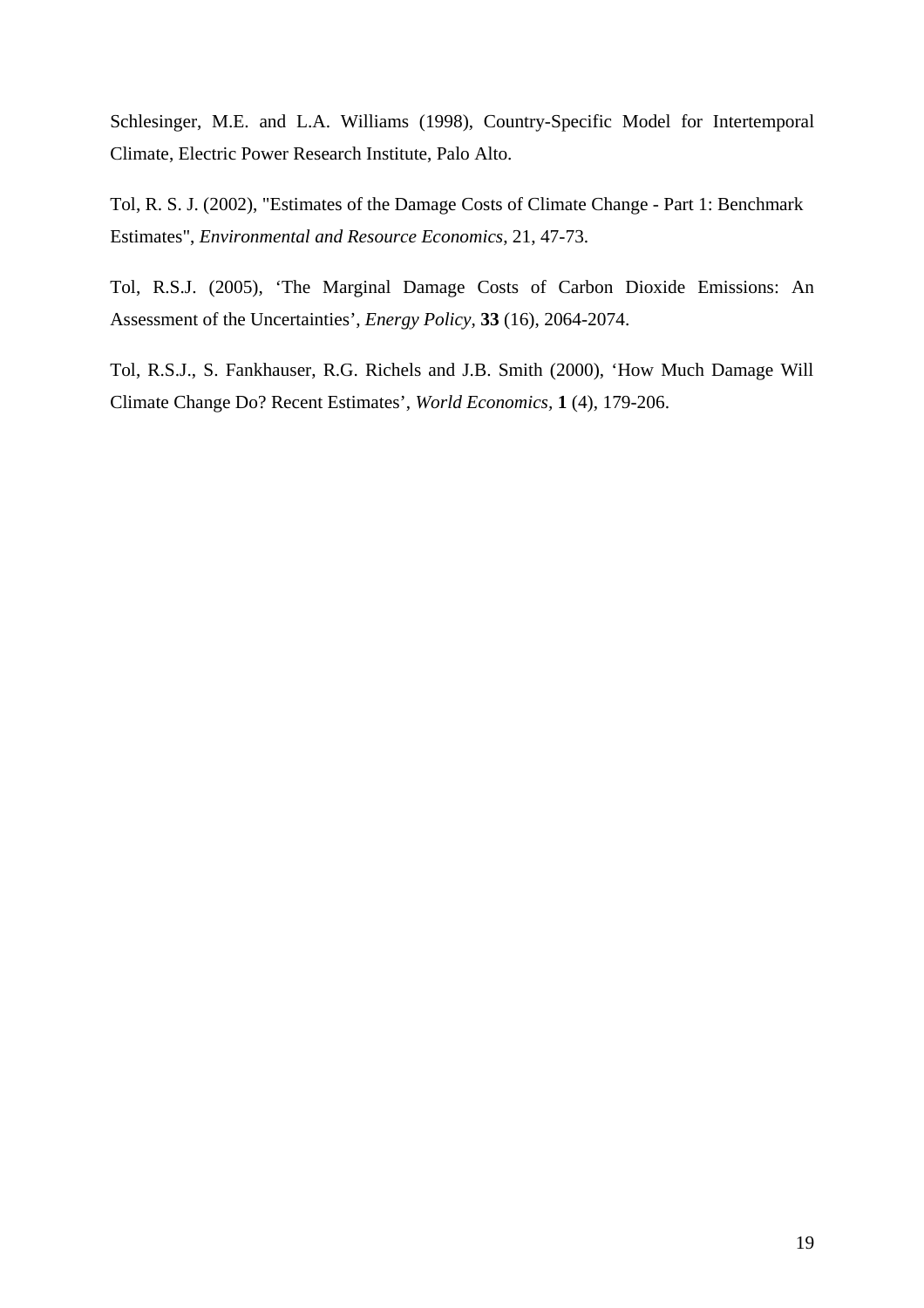Schlesinger, M.E. and L.A. Williams (1998), Country-Specific Model for Intertemporal Climate, Electric Power Research Institute, Palo Alto.

Tol, R. S. J. (2002), "Estimates of the Damage Costs of Climate Change - Part 1: Benchmark Estimates", *Environmental and Resource Economics*, 21, 47-73.

Tol, R.S.J. (2005), 'The Marginal Damage Costs of Carbon Dioxide Emissions: An Assessment of the Uncertainties', *Energy Policy*, **33** (16), 2064-2074.

Tol, R.S.J., S. Fankhauser, R.G. Richels and J.B. Smith (2000), 'How Much Damage Will Climate Change Do? Recent Estimates', *World Economics*, **1** (4), 179-206.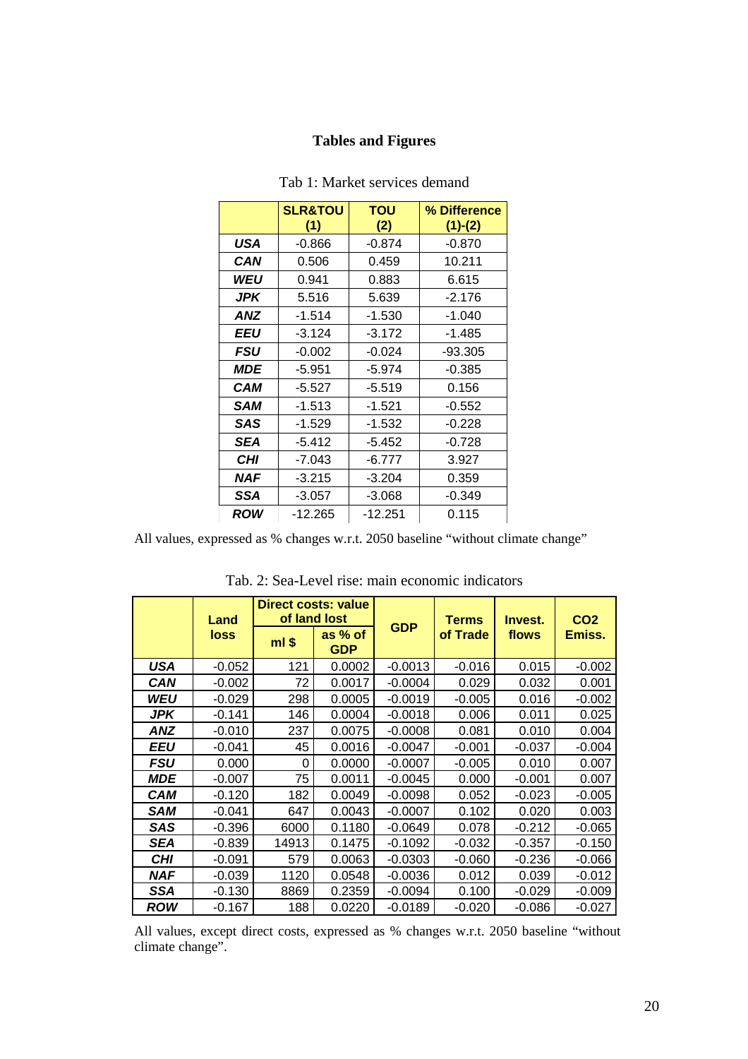# Tables and Figures

Tab 1: Market services demand

| | SLR&TOU (1) | TOU (2) | % Difference (1)-(2) |
|---|---|---|---|
| **USA** | -0.866 | -0.874 | -0.870 |
| **CAN** | 0.506 | 0.459 | 10.211 |
| **WEU** | 0.941 | 0.883 | 6.615 |
| **JPK** | 5.516 | 5.639 | -2.176 |
| **ANZ** | -1.514 | -1.530 | -1.040 |
| **EEU** | -3.124 | -3.172 | -1.485 |
| **FSU** | -0.002 | -0.024 | -93.305 |
| **MDE** | -5.951 | -5.974 | -0.385 |
| **CAM** | -5.527 | -5.519 | 0.156 |
| **SAM** | -1.513 | -1.521 | -0.552 |
| **SAS** | -1.529 | -1.532 | -0.228 |
| **SEA** | -5.412 | -5.452 | -0.728 |
| **CHI** | -7.043 | -6.777 | 3.927 |
| **NAF** | -3.215 | -3.204 | 0.359 |
| **SSA** | -3.057 | -3.068 | -0.349 |
| **ROW** | -12.265 | -12.251 | 0.115 |

All values, expressed as % changes w.r.t. 2050 baseline "without climate change"

Tab. 2: Sea-Level rise: main economic indicators

| | Land loss | Direct costs: value of land lost | | GDP | Terms of Trade | Invest. flows | CO2 Emiss. |
|---|---|---|---|---|---|---|---|
| | | ml $ | as % of GDP | | | | |
| **USA** | -0.052 | 121 | 0.0002 | -0.0013 | -0.016 | 0.015 | -0.002 |
| **CAN** | -0.002 | 72 | 0.0017 | -0.0004 | 0.029 | 0.032 | 0.001 |
| **WEU** | -0.029 | 298 | 0.0005 | -0.0019 | -0.005 | 0.016 | -0.002 |
| **JPK** | -0.141 | 146 | 0.0004 | -0.0018 | 0.006 | 0.011 | 0.025 |
| **ANZ** | -0.010 | 237 | 0.0075 | -0.0008 | 0.081 | 0.010 | 0.004 |
| **EEU** | -0.041 | 45 | 0.0016 | -0.0047 | -0.001 | -0.037 | -0.004 |
| **FSU** | 0.000 | 0 | 0.0000 | -0.0007 | -0.005 | 0.010 | 0.007 |
| **MDE** | -0.007 | 75 | 0.0011 | -0.0045 | 0.000 | -0.001 | 0.007 |
| **CAM** | -0.120 | 182 | 0.0049 | -0.0098 | 0.052 | -0.023 | -0.005 |
| **SAM** | -0.041 | 647 | 0.0043 | -0.0007 | 0.102 | 0.020 | 0.003 |
| **SAS** | -0.396 | 6000 | 0.1180 | -0.0649 | 0.078 | -0.212 | -0.065 |
| **SEA** | -0.839 | 14913 | 0.1475 | -0.1092 | -0.032 | -0.357 | -0.150 |
| **CHI** | -0.091 | 579 | 0.0063 | -0.0303 | -0.060 | -0.236 | -0.066 |
| **NAF** | -0.039 | 1120 | 0.0548 | -0.0036 | 0.012 | 0.039 | -0.012 |
| **SSA** | -0.130 | 8869 | 0.2359 | -0.0094 | 0.100 | -0.029 | -0.009 |
| **ROW** | -0.167 | 188 | 0.0220 | -0.0189 | -0.020 | -0.086 | -0.027 |

All values, except direct costs, expressed as % changes w.r.t. 2050 baseline "without climate change".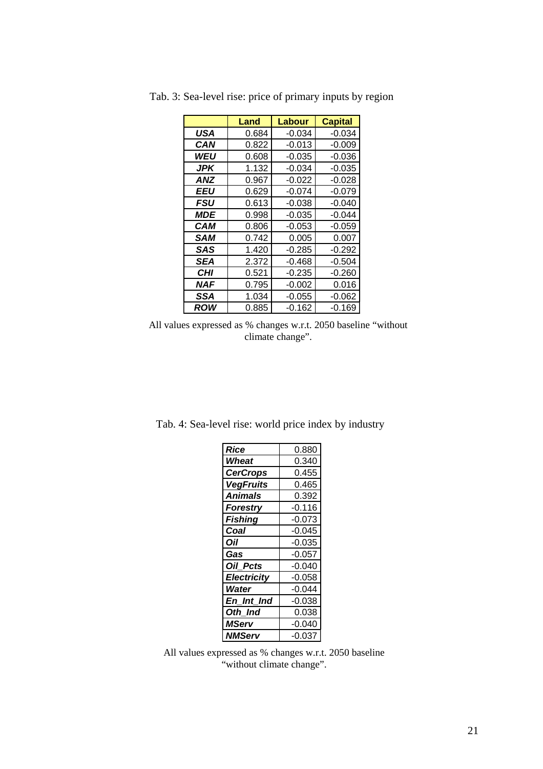Tab. 3: Sea-level rise: price of primary inputs by region

| | Land | Labour | Capital |
|---|---|---|---|
| ***USA*** | 0.684 | -0.034 | -0.034 |
| ***CAN*** | 0.822 | -0.013 | -0.009 |
| ***WEU*** | 0.608 | -0.035 | -0.036 |
| ***JPK*** | 1.132 | -0.034 | -0.035 |
| ***ANZ*** | 0.967 | -0.022 | -0.028 |
| ***EEU*** | 0.629 | -0.074 | -0.079 |
| ***FSU*** | 0.613 | -0.038 | -0.040 |
| ***MDE*** | 0.998 | -0.035 | -0.044 |
| ***CAM*** | 0.806 | -0.053 | -0.059 |
| ***SAM*** | 0.742 | 0.005 | 0.007 |
| ***SAS*** | 1.420 | -0.285 | -0.292 |
| ***SEA*** | 2.372 | -0.468 | -0.504 |
| ***CHI*** | 0.521 | -0.235 | -0.260 |
| ***NAF*** | 0.795 | -0.002 | 0.016 |
| ***SSA*** | 1.034 | -0.055 | -0.062 |
| ***ROW*** | 0.885 | -0.162 | -0.169 |

All values expressed as % changes w.r.t. 2050 baseline "without climate change".

Tab. 4: Sea-level rise: world price index by industry

| | |
|---|---|
| ***Rice*** | 0.880 |
| ***Wheat*** | 0.340 |
| ***CerCrops*** | 0.455 |
| ***VegFruits*** | 0.465 |
| ***Animals*** | 0.392 |
| ***Forestry*** | -0.116 |
| ***Fishing*** | -0.073 |
| ***Coal*** | -0.045 |
| ***Oil*** | -0.035 |
| ***Gas*** | -0.057 |
| ***Oil_Pcts*** | -0.040 |
| ***Electricity*** | -0.058 |
| ***Water*** | -0.044 |
| ***En_Int_Ind*** | -0.038 |
| ***Oth_Ind*** | 0.038 |
| ***MServ*** | -0.040 |
| ***NMServ*** | -0.037 |

All values expressed as % changes w.r.t. 2050 baseline "without climate change".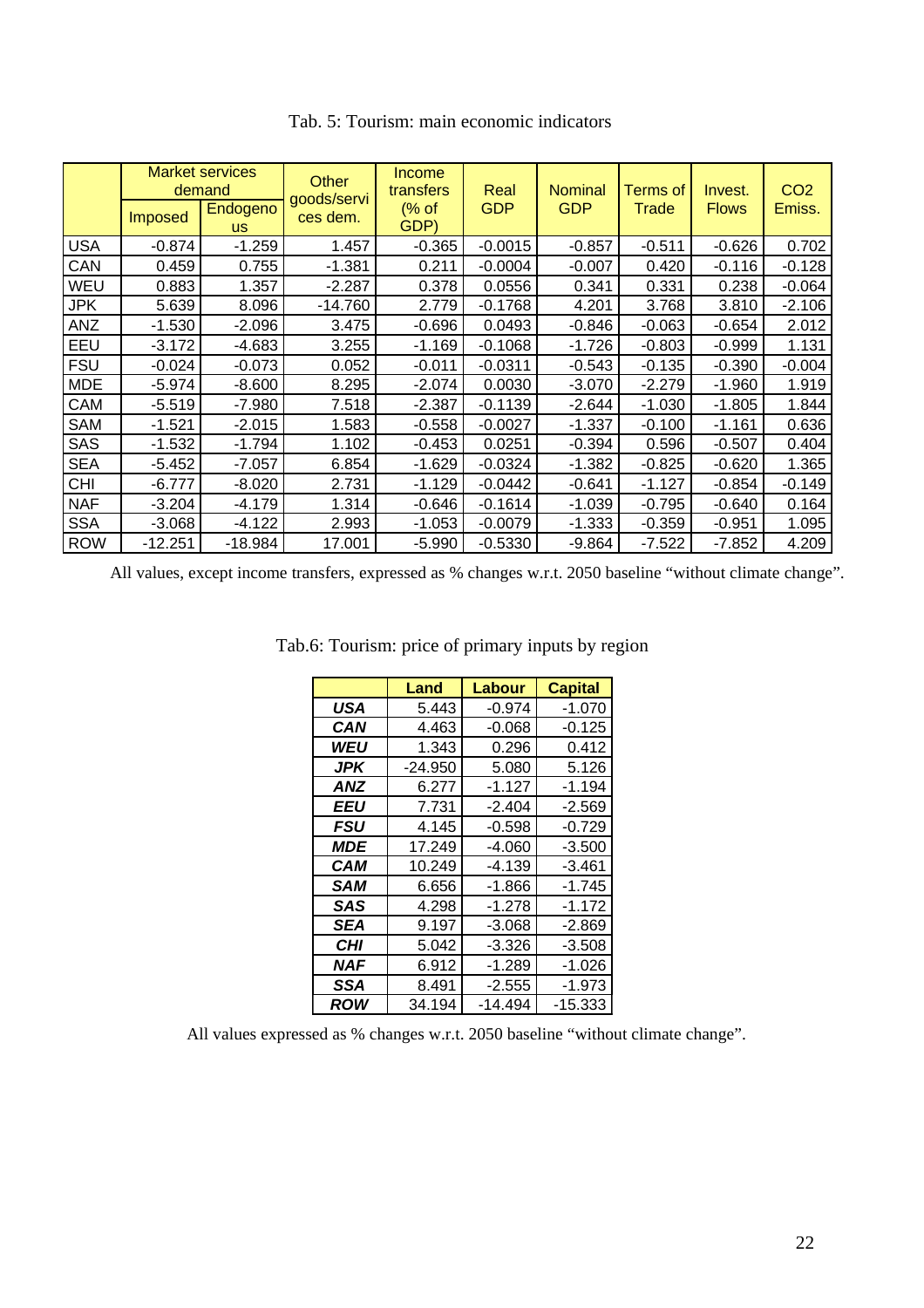Tab. 5: Tourism: main economic indicators

| | Market services demand | | Other goods/services dem. | Income transfers (% of GDP) | Real GDP | Nominal GDP | Terms of Trade | Invest. Flows | $CO_2$ Emiss. |
|---|---|---|---|---|---|---|---|---|---|
| | Imposed | Endogenous | | | | | | | |
| USA | -0.874 | -1.259 | 1.457 | -0.365 | -0.0015 | -0.857 | -0.511 | -0.626 | 0.702 |
| CAN | 0.459 | 0.755 | -1.381 | 0.211 | -0.0004 | -0.007 | 0.420 | -0.116 | -0.128 |
| WEU | 0.883 | 1.357 | -2.287 | 0.378 | 0.0556 | 0.341 | 0.331 | 0.238 | -0.064 |
| JPK | 5.639 | 8.096 | -14.760 | 2.779 | -0.1768 | 4.201 | 3.768 | 3.810 | -2.106 |
| ANZ | -1.530 | -2.096 | 3.475 | -0.696 | 0.0493 | -0.846 | -0.063 | -0.654 | 2.012 |
| EEU | -3.172 | -4.683 | 3.255 | -1.169 | -0.1068 | -1.726 | -0.803 | -0.999 | 1.131 |
| FSU | -0.024 | -0.073 | 0.052 | -0.011 | -0.0311 | -0.543 | -0.135 | -0.390 | -0.004 |
| MDE | -5.974 | -8.600 | 8.295 | -2.074 | 0.0030 | -3.070 | -2.279 | -1.960 | 1.919 |
| CAM | -5.519 | -7.980 | 7.518 | -2.387 | -0.1139 | -2.644 | -1.030 | -1.805 | 1.844 |
| SAM | -1.521 | -2.015 | 1.583 | -0.558 | -0.0027 | -1.337 | -0.100 | -1.161 | 0.636 |
| SAS | -1.532 | -1.794 | 1.102 | -0.453 | 0.0251 | -0.394 | 0.596 | -0.507 | 0.404 |
| SEA | -5.452 | -7.057 | 6.854 | -1.629 | -0.0324 | -1.382 | -0.825 | -0.620 | 1.365 |
| CHI | -6.777 | -8.020 | 2.731 | -1.129 | -0.0442 | -0.641 | -1.127 | -0.854 | -0.149 |
| NAF | -3.204 | -4.179 | 1.314 | -0.646 | -0.1614 | -1.039 | -0.795 | -0.640 | 0.164 |
| SSA | -3.068 | -4.122 | 2.993 | -1.053 | -0.0079 | -1.333 | -0.359 | -0.951 | 1.095 |
| ROW | -12.251 | -18.984 | 17.001 | -5.990 | -0.5330 | -9.864 | -7.522 | -7.852 | 4.209 |

All values, except income transfers, expressed as % changes w.r.t. 2050 baseline "without climate change".

Tab.6: Tourism: price of primary inputs by region

| | Land | Labour | Capital |
|---|---|---|---|
| ***USA*** | 5.443 | -0.974 | -1.070 |
| ***CAN*** | 4.463 | -0.068 | -0.125 |
| ***WEU*** | 1.343 | 0.296 | 0.412 |
| ***JPK*** | -24.950 | 5.080 | 5.126 |
| ***ANZ*** | 6.277 | -1.127 | -1.194 |
| ***EEU*** | 7.731 | -2.404 | -2.569 |
| ***FSU*** | 4.145 | -0.598 | -0.729 |
| ***MDE*** | 17.249 | -4.060 | -3.500 |
| ***CAM*** | 10.249 | -4.139 | -3.461 |
| ***SAM*** | 6.656 | -1.866 | -1.745 |
| ***SAS*** | 4.298 | -1.278 | -1.172 |
| ***SEA*** | 9.197 | -3.068 | -2.869 |
| ***CHI*** | 5.042 | -3.326 | -3.508 |
| ***NAF*** | 6.912 | -1.289 | -1.026 |
| ***SSA*** | 8.491 | -2.555 | -1.973 |
| ***ROW*** | 34.194 | -14.494 | -15.333 |

All values expressed as % changes w.r.t. 2050 baseline "without climate change".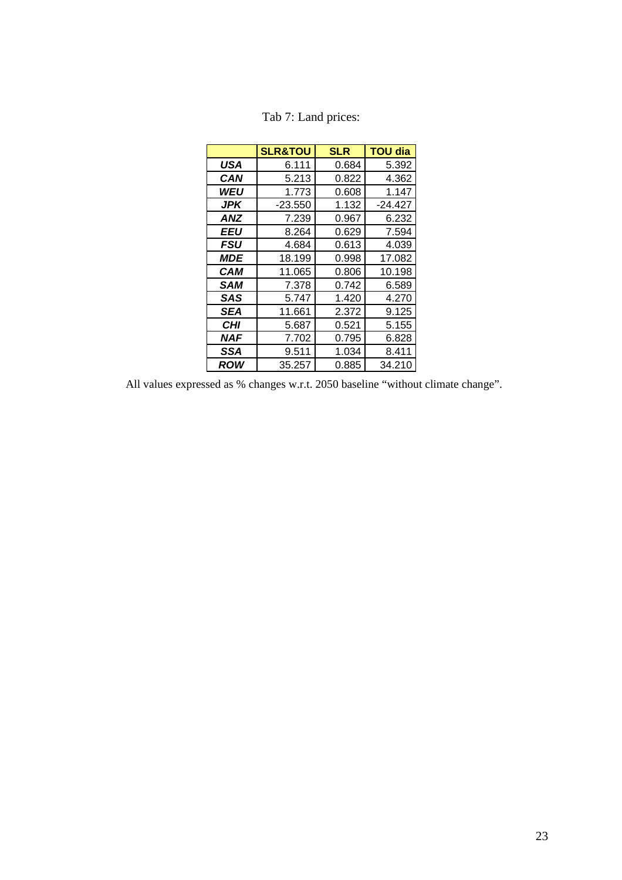Tab 7: Land prices:

| | SLR&TOU | SLR | TOU dia |
|---|---|---|---|
| ***USA*** | 6.111 | 0.684 | 5.392 |
| ***CAN*** | 5.213 | 0.822 | 4.362 |
| ***WEU*** | 1.773 | 0.608 | 1.147 |
| ***JPK*** | -23.550 | 1.132 | -24.427 |
| ***ANZ*** | 7.239 | 0.967 | 6.232 |
| ***EEU*** | 8.264 | 0.629 | 7.594 |
| ***FSU*** | 4.684 | 0.613 | 4.039 |
| ***MDE*** | 18.199 | 0.998 | 17.082 |
| ***CAM*** | 11.065 | 0.806 | 10.198 |
| ***SAM*** | 7.378 | 0.742 | 6.589 |
| ***SAS*** | 5.747 | 1.420 | 4.270 |
| ***SEA*** | 11.661 | 2.372 | 9.125 |
| ***CHI*** | 5.687 | 0.521 | 5.155 |
| ***NAF*** | 7.702 | 0.795 | 6.828 |
| ***SSA*** | 9.511 | 1.034 | 8.411 |
| ***ROW*** | 35.257 | 0.885 | 34.210 |

All values expressed as % changes w.r.t. 2050 baseline "without climate change".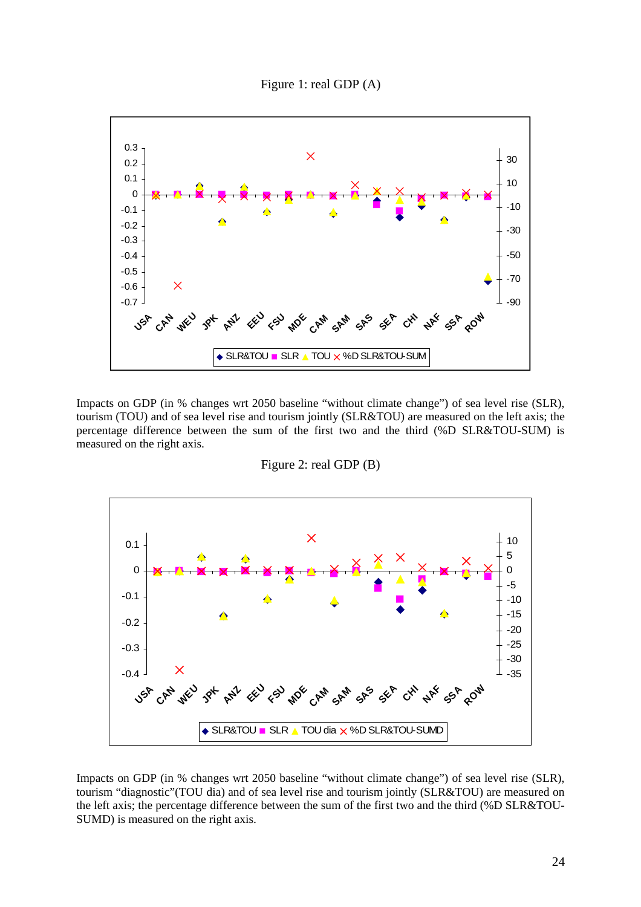Figure 1: real GDP (A)

Impacts on GDP (in % changes wrt 2050 baseline "without climate change") of sea level rise (SLR), tourism (TOU) and of sea level rise and tourism jointly (SLR&TOU) are measured on the left axis; the percentage difference between the sum of the first two and the third (%D SLR&TOU-SUM) is measured on the right axis.

Figure 2: real GDP (B)

Impacts on GDP (in % changes wrt 2050 baseline "without climate change") of sea level rise (SLR), tourism "diagnostic"(TOU dia) and of sea level rise and tourism jointly (SLR&TOU) are measured on the left axis; the percentage difference between the sum of the first two and the third (%D SLR&TOU-SUMD) is measured on the right axis.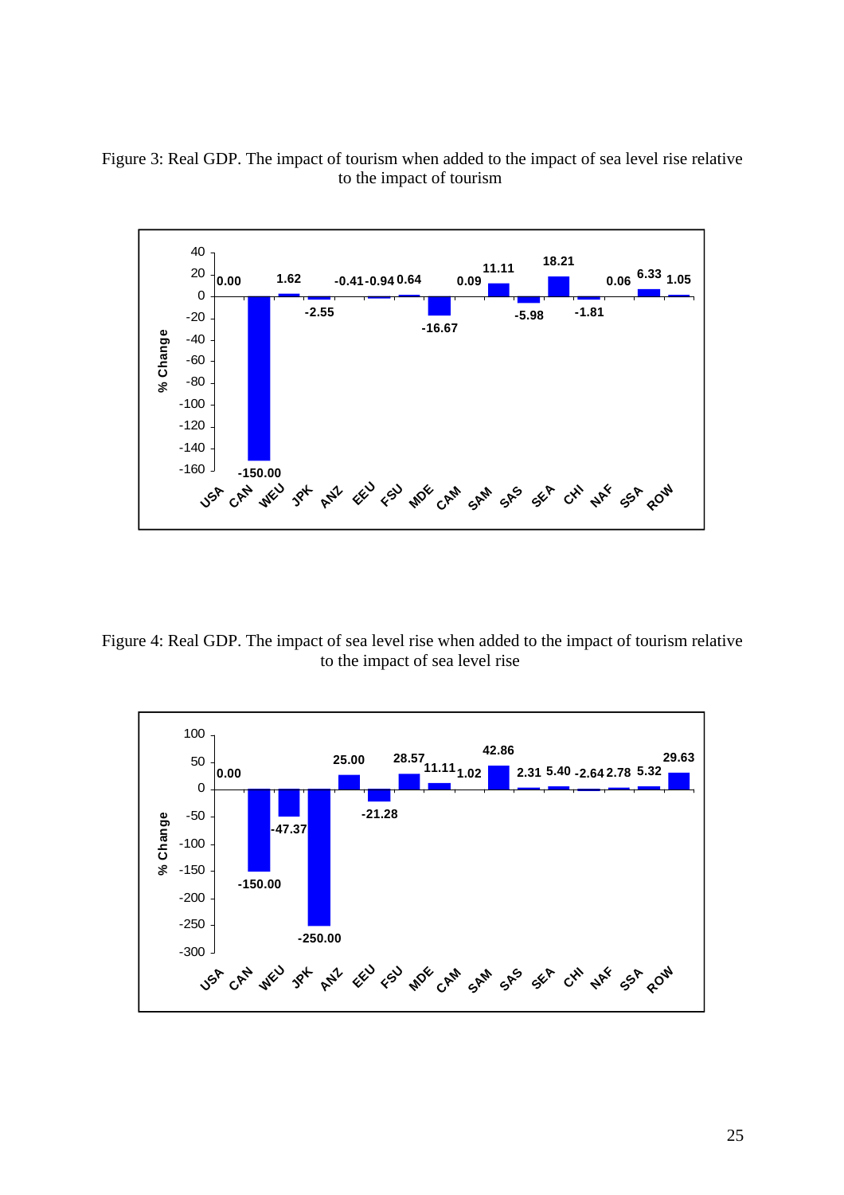Figure 3: Real GDP. The impact of tourism when added to the impact of sea level rise relative to the impact of tourism

Figure 4: Real GDP. The impact of sea level rise when added to the impact of tourism relative to the impact of sea level rise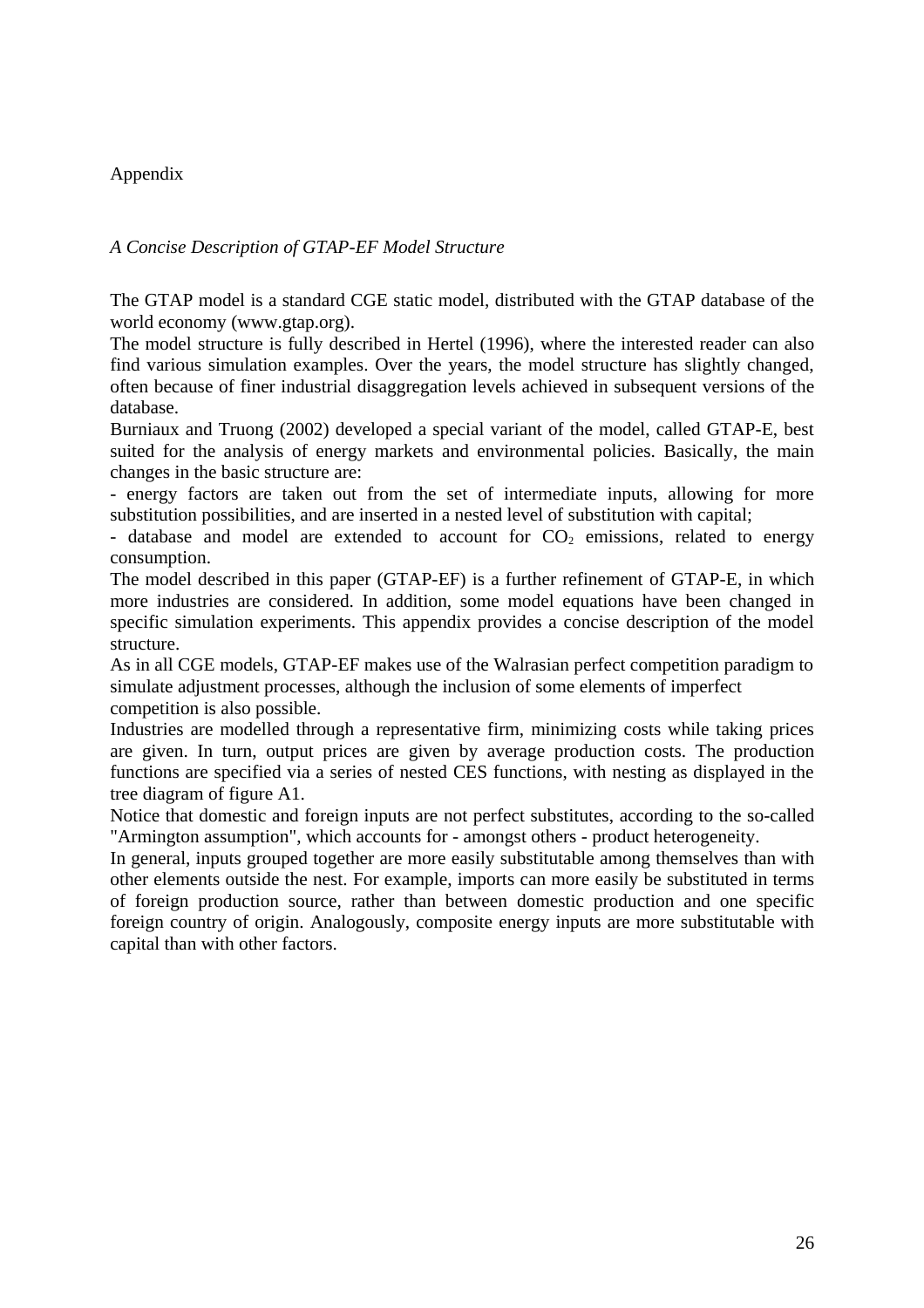# Appendix

*A Concise Description of GTAP-EF Model Structure*

The GTAP model is a standard CGE static model, distributed with the GTAP database of the world economy (www.gtap.org).

The model structure is fully described in Hertel (1996), where the interested reader can also find various simulation examples. Over the years, the model structure has slightly changed, often because of finer industrial disaggregation levels achieved in subsequent versions of the database.

Burniaux and Truong (2002) developed a special variant of the model, called GTAP-E, best suited for the analysis of energy markets and environmental policies. Basically, the main changes in the basic structure are:

- energy factors are taken out from the set of intermediate inputs, allowing for more substitution possibilities, and are inserted in a nested level of substitution with capital;
- database and model are extended to account for $CO_2$ emissions, related to energy consumption.

The model described in this paper (GTAP-EF) is a further refinement of GTAP-E, in which more industries are considered. In addition, some model equations have been changed in specific simulation experiments. This appendix provides a concise description of the model structure.

As in all CGE models, GTAP-EF makes use of the Walrasian perfect competition paradigm to simulate adjustment processes, although the inclusion of some elements of imperfect competition is also possible.

Industries are modelled through a representative firm, minimizing costs while taking prices are given. In turn, output prices are given by average production costs. The production functions are specified via a series of nested CES functions, with nesting as displayed in the tree diagram of figure A1.

Notice that domestic and foreign inputs are not perfect substitutes, according to the so-called "Armington assumption", which accounts for - amongst others - product heterogeneity.

In general, inputs grouped together are more easily substitutable among themselves than with other elements outside the nest. For example, imports can more easily be substituted in terms of foreign production source, rather than between domestic production and one specific foreign country of origin. Analogously, composite energy inputs are more substitutable with capital than with other factors.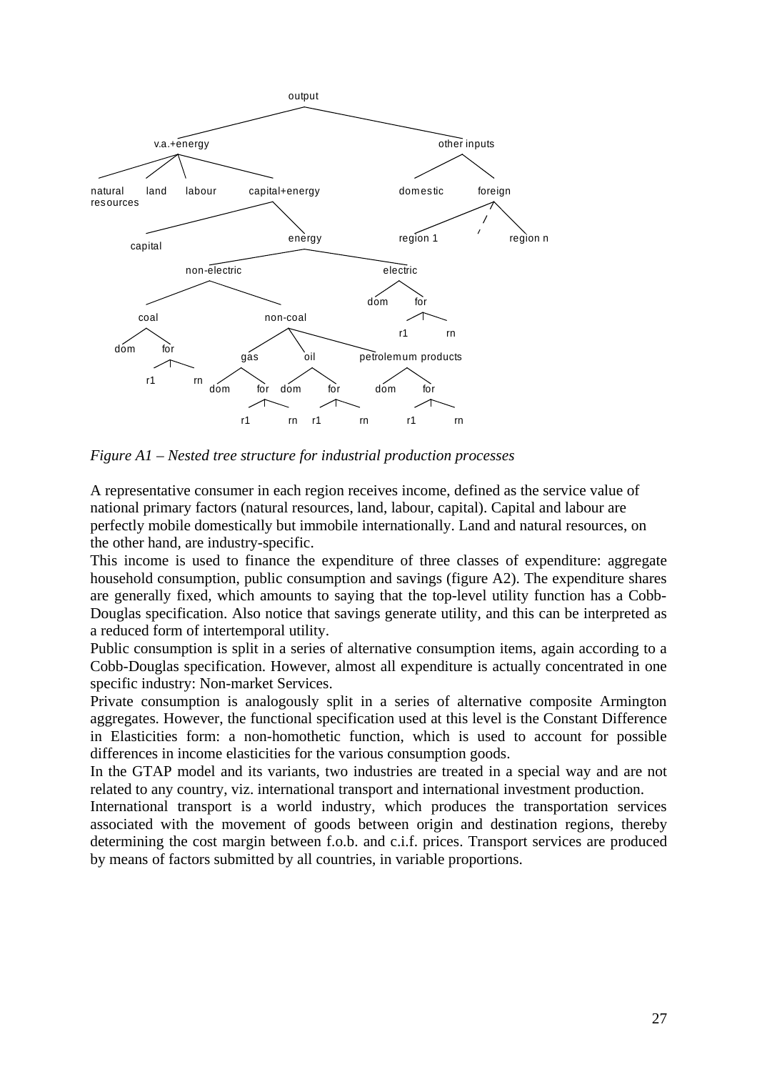*Figure A1 – Nested tree structure for industrial production processes*

A representative consumer in each region receives income, defined as the service value of national primary factors (natural resources, land, labour, capital). Capital and labour are perfectly mobile domestically but immobile internationally. Land and natural resources, on the other hand, are industry-specific.

This income is used to finance the expenditure of three classes of expenditure: aggregate household consumption, public consumption and savings (figure A2). The expenditure shares are generally fixed, which amounts to saying that the top-level utility function has a Cobb-Douglas specification. Also notice that savings generate utility, and this can be interpreted as a reduced form of intertemporal utility.

Public consumption is split in a series of alternative consumption items, again according to a Cobb-Douglas specification. However, almost all expenditure is actually concentrated in one specific industry: Non-market Services.

Private consumption is analogously split in a series of alternative composite Armington aggregates. However, the functional specification used at this level is the Constant Difference in Elasticities form: a non-homothetic function, which is used to account for possible differences in income elasticities for the various consumption goods.

In the GTAP model and its variants, two industries are treated in a special way and are not related to any country, viz. international transport and international investment production.

International transport is a world industry, which produces the transportation services associated with the movement of goods between origin and destination regions, thereby determining the cost margin between f.o.b. and c.i.f. prices. Transport services are produced by means of factors submitted by all countries, in variable proportions.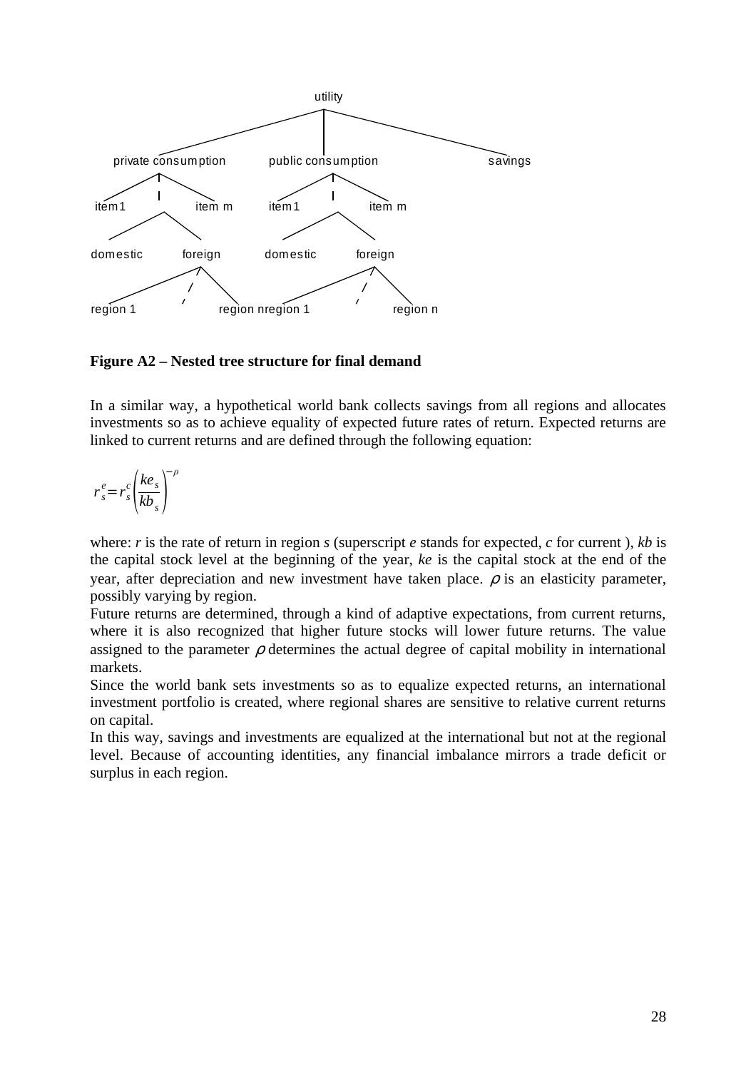utility

private consumption　　public consumption　　savings

item 1　　item m　　item 1　　item m

domestic　　foreign　　domestic　　foreign

region 1　　region n　region 1　　region n

**Figure A2 – Nested tree structure for final demand**

In a similar way, a hypothetical world bank collects savings from all regions and allocates investments so as to achieve equality of expected future rates of return. Expected returns are linked to current returns and are defined through the following equation:

$$r_s^e = r_s^c \left( \frac{ke_s}{kb_s} \right)^{-\rho}$$

where: $r$ is the rate of return in region $s$ (superscript $e$ stands for expected, $c$ for current ), $kb$ is the capital stock level at the beginning of the year, $ke$ is the capital stock at the end of the year, after depreciation and new investment have taken place. $\rho$ is an elasticity parameter, possibly varying by region.

Future returns are determined, through a kind of adaptive expectations, from current returns, where it is also recognized that higher future stocks will lower future returns. The value assigned to the parameter $\rho$ determines the actual degree of capital mobility in international markets.

Since the world bank sets investments so as to equalize expected returns, an international investment portfolio is created, where regional shares are sensitive to relative current returns on capital.

In this way, savings and investments are equalized at the international but not at the regional level. Because of accounting identities, any financial imbalance mirrors a trade deficit or surplus in each region.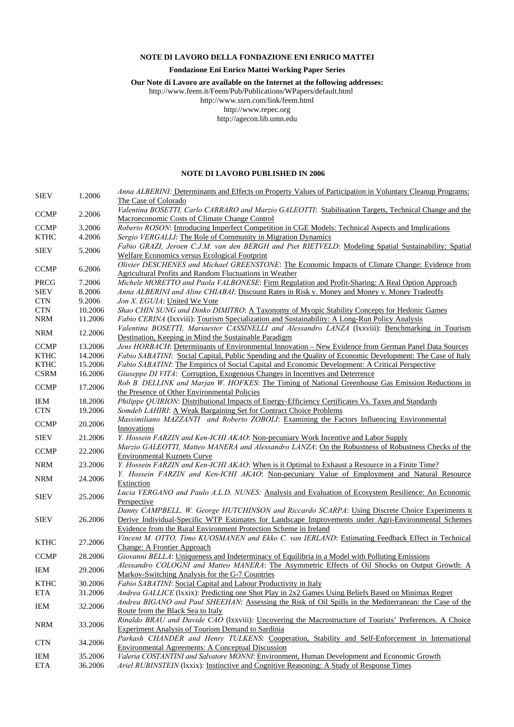**NOTE DI LAVORO DELLA FONDAZIONE ENI ENRICO MATTEI**

**Fondazione Eni Enrico Mattei Working Paper Series**

**Our Note di Lavoro are available on the Internet at the following addresses:**

http://www.feem.it/Feem/Pub/Publications/WPapers/default.html
http://www.ssrn.com/link/feem.html
http://www.repec.org
http://agecon.lib.umn.edu

**NOTE DI LAVORO PUBLISHED IN 2006**

| | | |
|---|---|---|
| SIEV | 1.2006 | *Anna ALBERINI:* Determinants and Effects on Property Values of Participation in Voluntary Cleanup Programs: The Case of Colorado |
| CCMP | 2.2006 | *Valentina BOSETTI, Carlo CARRARO and Marzio GALEOTTI*: Stabilisation Targets, Technical Change and the Macroeconomic Costs of Climate Change Control |
| CCMP | 3.2006 | *Roberto ROSON*: Introducing Imperfect Competition in CGE Models: Technical Aspects and Implications |
| KTHC | 4.2006 | *Sergio VERGALLI*: The Role of Community in Migration Dynamics |
| SIEV | 5.2006 | *Fabio GRAZI, Jeroen C.J.M. van den BERGH and Piet RIETVELD*: Modeling Spatial Sustainability: Spatial Welfare Economics versus Ecological Footprint |
| CCMP | 6.2006 | *Olivier DESCHENES and Michael GREENSTONE*: The Economic Impacts of Climate Change: Evidence from Agricultural Profits and Random Fluctuations in Weather |
| PRCG | 7.2006 | *Michele MORETTO and Paola VALBONESE*: Firm Regulation and Profit-Sharing: A Real Option Approach |
| SIEV | 8.2006 | *Anna ALBERINI and Aline CHIABAI*: Discount Rates in Risk v. Money and Money v. Money Tradeoffs |
| CTN | 9.2006 | *Jon X. EGUIA*: United We Vote |
| CTN | 10.2006 | *Shao CHIN SUNG and Dinko DIMITRO*: A Taxonomy of Myopic Stability Concepts for Hedonic Games |
| NRM | 11.2006 | *Fabio CERINA* (lxxviii): Tourism Specialization and Sustainability: A Long-Run Policy Analysis |
| NRM | 12.2006 | *Valentina BOSETTI, Mariaester CASSINELLI and Alessandro LANZA* (lxxviii): Benchmarking in Tourism Destination, Keeping in Mind the Sustainable Paradigm |
| CCMP | 13.2006 | *Jens HORBACH*: Determinants of Environmental Innovation – New Evidence from German Panel Data Sources |
| KTHC | 14.2006 | *Fabio SABATINI*: Social Capital, Public Spending and the Quality of Economic Development: The Case of Italy |
| KTHC | 15.2006 | *Fabio SABATINI*: The Empirics of Social Capital and Economic Development: A Critical Perspective |
| CSRM | 16.2006 | *Giuseppe DI VITA*: Corruption, Exogenous Changes in Incentives and Deterrence |
| CCMP | 17.2006 | *Rob B. DELLINK and Marjan W. HOFKES*: The Timing of National Greenhouse Gas Emission Reductions in the Presence of Other Environmental Policies |
| IEM | 18.2006 | *Philippe QUIRION*: Distributional Impacts of Energy-Efficiency Certificates Vs. Taxes and Standards |
| CTN | 19.2006 | *Somdeb LAHIRI*: A Weak Bargaining Set for Contract Choice Problems |
| CCMP | 20.2006 | *Massimiliano MAZZANTI and Roberto ZOBOLI*: Examining the Factors Influencing Environmental Innovations |
| SIEV | 21.2006 | *Y. Hossein FARZIN and Ken-ICHI AKAO*: Non-pecuniary Work Incentive and Labor Supply |
| CCMP | 22.2006 | *Marzio GALEOTTI, Matteo MANERA and Alessandro LANZA*: On the Robustness of Robustness Checks of the Environmental Kuznets Curve |
| NRM | 23.2006 | *Y. Hossein FARZIN and Ken-ICHI AKAO*: When is it Optimal to Exhaust a Resource in a Finite Time? |
| NRM | 24.2006 | *Y. Hossein FARZIN and Ken-ICHI AKAO*: Non-pecuniary Value of Employment and Natural Resource Extinction |
| SIEV | 25.2006 | *Lucia VERGANO and Paulo A.L.D. NUNES:* Analysis and Evaluation of Ecosystem Resilience: An Economic Perspective |
| SIEV | 26.2006 | *Danny CAMPBELL, W. George HUTCHINSON and Riccardo SCARPA*: Using Discrete Choice Experiments to Derive Individual-Specific WTP Estimates for Landscape Improvements under Agri-Environmental Schemes Evidence from the Rural Environment Protection Scheme in Ireland |
| KTHC | 27.2006 | *Vincent M. OTTO, Timo KUOSMANEN and Ekko C. van IERLAND*: Estimating Feedback Effect in Technical Change: A Frontier Approach |
| CCMP | 28.2006 | *Giovanni BELLA*: Uniqueness and Indeterminacy of Equilibria in a Model with Polluting Emissions |
| IEM | 29.2006 | *Alessandro COLOGNI and Matteo MANERA*: The Asymmetric Effects of Oil Shocks on Output Growth: A Markov-Switching Analysis for the G-7 Countries |
| KTHC | 30.2006 | *Fabio SABATINI*: Social Capital and Labour Productivity in Italy |
| ETA | 31.2006 | *Andrea GALLICE* (lxxix): Predicting one Shot Play in 2x2 Games Using Beliefs Based on Minimax Regret |
| IEM | 32.2006 | *Andrea BIGANO and Paul SHEEHAN*: Assessing the Risk of Oil Spills in the Mediterranean: the Case of the Route from the Black Sea to Italy |
| NRM | 33.2006 | *Rinaldo BRAU and Davide CAO* (lxxviii): Uncovering the Macrostructure of Tourists' Preferences. A Choice Experiment Analysis of Tourism Demand to Sardinia |
| CTN | 34.2006 | *Parkash CHANDER and Henry TULKENS*: Cooperation, Stability and Self-Enforcement in International Environmental Agreements: A Conceptual Discussion |
| IEM | 35.2006 | *Valeria COSTANTINI and Salvatore MONNI*: Environment, Human Development and Economic Growth |
| ETA | 36.2006 | *Ariel RUBINSTEIN* (lxxix): Instinctive and Cognitive Reasoning: A Study of Response Times |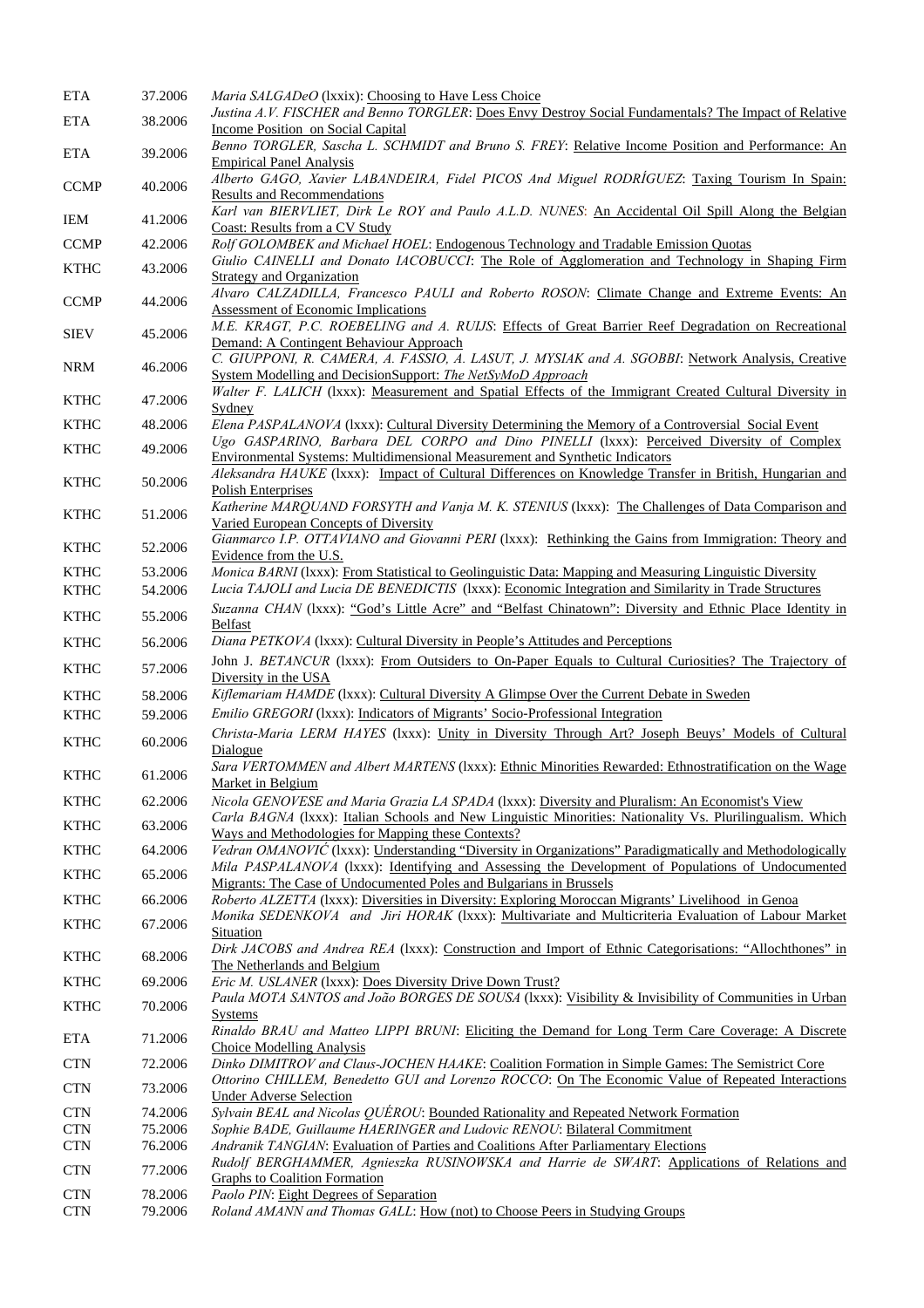| | | |
|---|---|---|
| ETA | 37.2006 | *Maria SALGADeO* (lxxix): Choosing to Have Less Choice |
| ETA | 38.2006 | *Justina A.V. FISCHER and Benno TORGLER*: Does Envy Destroy Social Fundamentals? The Impact of Relative Income Position on Social Capital |
| ETA | 39.2006 | *Benno TORGLER, Sascha L. SCHMIDT and Bruno S. FREY*: Relative Income Position and Performance: An Empirical Panel Analysis |
| CCMP | 40.2006 | *Alberto GAGO, Xavier LABANDEIRA, Fidel PICOS And Miguel RODRÍGUEZ*: Taxing Tourism In Spain: Results and Recommendations |
| IEM | 41.2006 | *Karl van BIERVLIET, Dirk Le ROY and Paulo A.L.D. NUNES*: An Accidental Oil Spill Along the Belgian Coast: Results from a CV Study |
| CCMP | 42.2006 | *Rolf GOLOMBEK and Michael HOEL*: Endogenous Technology and Tradable Emission Quotas |
| KTHC | 43.2006 | *Giulio CAINELLI and Donato IACOBUCCI*: The Role of Agglomeration and Technology in Shaping Firm Strategy and Organization |
| CCMP | 44.2006 | *Alvaro CALZADILLA, Francesco PAULI and Roberto ROSON*: Climate Change and Extreme Events: An Assessment of Economic Implications |
| SIEV | 45.2006 | *M.E. KRAGT, P.C. ROEBELING and A. RUIJS*: Effects of Great Barrier Reef Degradation on Recreational Demand: A Contingent Behaviour Approach |
| NRM | 46.2006 | *C. GIUPPONI, R. CAMERA, A. FASSIO, A. LASUT, J. MYSIAK and A. SGOBBI*: Network Analysis, Creative System Modelling and DecisionSupport: *The NetSyMoD Approach* |
| KTHC | 47.2006 | *Walter F. LALICH* (lxxx): Measurement and Spatial Effects of the Immigrant Created Cultural Diversity in Sydney |
| KTHC | 48.2006 | *Elena PASPALANOVA* (lxxx): Cultural Diversity Determining the Memory of a Controversial Social Event |
| KTHC | 49.2006 | *Ugo GASPARINO, Barbara DEL CORPO and Dino PINELLI* (lxxx): Perceived Diversity of Complex Environmental Systems: Multidimensional Measurement and Synthetic Indicators |
| KTHC | 50.2006 | *Aleksandra HAUKE* (lxxx): Impact of Cultural Differences on Knowledge Transfer in British, Hungarian and Polish Enterprises |
| KTHC | 51.2006 | *Katherine MARQUAND FORSYTH and Vanja M. K. STENIUS* (lxxx): The Challenges of Data Comparison and Varied European Concepts of Diversity |
| KTHC | 52.2006 | *Gianmarco I.P. OTTAVIANO and Giovanni PERI* (lxxx): Rethinking the Gains from Immigration: Theory and Evidence from the U.S. |
| KTHC | 53.2006 | *Monica BARNI* (lxxx): From Statistical to Geolinguistic Data: Mapping and Measuring Linguistic Diversity |
| KTHC | 54.2006 | *Lucia TAJOLI and Lucia DE BENEDICTIS* (lxxx): Economic Integration and Similarity in Trade Structures |
| KTHC | 55.2006 | *Suzanna CHAN* (lxxx): "God's Little Acre" and "Belfast Chinatown": Diversity and Ethnic Place Identity in Belfast |
| KTHC | 56.2006 | *Diana PETKOVA* (lxxx): Cultural Diversity in People's Attitudes and Perceptions |
| KTHC | 57.2006 | John J. *BETANCUR* (lxxx): From Outsiders to On-Paper Equals to Cultural Curiosities? The Trajectory of Diversity in the USA |
| KTHC | 58.2006 | *Kiflemariam HAMDE* (lxxx): Cultural Diversity A Glimpse Over the Current Debate in Sweden |
| KTHC | 59.2006 | *Emilio GREGORI* (lxxx): Indicators of Migrants' Socio-Professional Integration |
| KTHC | 60.2006 | *Christa-Maria LERM HAYES* (lxxx): Unity in Diversity Through Art? Joseph Beuys' Models of Cultural Dialogue |
| KTHC | 61.2006 | *Sara VERTOMMEN and Albert MARTENS* (lxxx): Ethnic Minorities Rewarded: Ethnostratification on the Wage Market in Belgium |
| KTHC | 62.2006 | *Nicola GENOVESE and Maria Grazia LA SPADA* (lxxx): Diversity and Pluralism: An Economist's View |
| KTHC | 63.2006 | *Carla BAGNA* (lxxx): Italian Schools and New Linguistic Minorities: Nationality Vs. Plurilingualism. Which Ways and Methodologies for Mapping these Contexts? |
| KTHC | 64.2006 | *Vedran OMANOVIĆ* (lxxx): Understanding "Diversity in Organizations" Paradigmatically and Methodologically |
| KTHC | 65.2006 | *Mila PASPALANOVA* (lxxx): Identifying and Assessing the Development of Populations of Undocumented Migrants: The Case of Undocumented Poles and Bulgarians in Brussels |
| KTHC | 66.2006 | *Roberto ALZETTA* (lxxx): Diversities in Diversity: Exploring Moroccan Migrants' Livelihood in Genoa |
| KTHC | 67.2006 | *Monika SEDENKOVA and Jiri HORAK* (lxxx): Multivariate and Multicriteria Evaluation of Labour Market Situation |
| KTHC | 68.2006 | *Dirk JACOBS and Andrea REA* (lxxx): Construction and Import of Ethnic Categorisations: "Allochthones" in The Netherlands and Belgium |
| KTHC | 69.2006 | *Eric M. USLANER* (lxxx): Does Diversity Drive Down Trust? |
| KTHC | 70.2006 | *Paula MOTA SANTOS and João BORGES DE SOUSA* (lxxx): Visibility & Invisibility of Communities in Urban Systems |
| ETA | 71.2006 | *Rinaldo BRAU and Matteo LIPPI BRUNI*: Eliciting the Demand for Long Term Care Coverage: A Discrete Choice Modelling Analysis |
| CTN | 72.2006 | *Dinko DIMITROV and Claus-JOCHEN HAAKE*: Coalition Formation in Simple Games: The Semistrict Core |
| CTN | 73.2006 | *Ottorino CHILLEM, Benedetto GUI and Lorenzo ROCCO*: On The Economic Value of Repeated Interactions Under Adverse Selection |
| CTN | 74.2006 | *Sylvain BEAL and Nicolas QUÉROU*: Bounded Rationality and Repeated Network Formation |
| CTN | 75.2006 | *Sophie BADE, Guillaume HAERINGER and Ludovic RENOU*: Bilateral Commitment |
| CTN | 76.2006 | *Andranik TANGIAN*: Evaluation of Parties and Coalitions After Parliamentary Elections |
| CTN | 77.2006 | *Rudolf BERGHAMMER, Agnieszka RUSINOWSKA and Harrie de SWART*: Applications of Relations and Graphs to Coalition Formation |
| CTN | 78.2006 | *Paolo PIN*: Eight Degrees of Separation |
| CTN | 79.2006 | *Roland AMANN and Thomas GALL*: How (not) to Choose Peers in Studying Groups |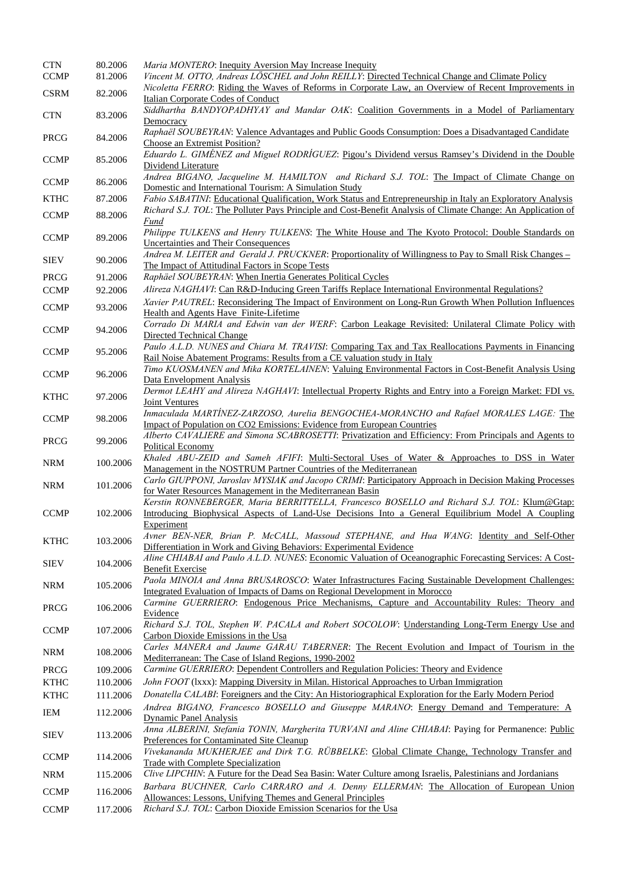| | | |
|---|---|---|
| CTN | 80.2006 | *Maria MONTERO*: Inequity Aversion May Increase Inequity |
| CCMP | 81.2006 | *Vincent M. OTTO, Andreas LÖSCHEL and John REILLY*: Directed Technical Change and Climate Policy |
| CSRM | 82.2006 | *Nicoletta FERRO*: Riding the Waves of Reforms in Corporate Law, an Overview of Recent Improvements in Italian Corporate Codes of Conduct |
| CTN | 83.2006 | *Siddhartha BANDYOPADHYAY and Mandar OAK*: Coalition Governments in a Model of Parliamentary Democracy |
| PRCG | 84.2006 | *Raphaël SOUBEYRAN*: Valence Advantages and Public Goods Consumption: Does a Disadvantaged Candidate Choose an Extremist Position? |
| CCMP | 85.2006 | *Eduardo L. GIMÉNEZ and Miguel RODRÍGUEZ*: Pigou's Dividend versus Ramsey's Dividend in the Double Dividend Literature |
| CCMP | 86.2006 | *Andrea BIGANO, Jacqueline M. HAMILTON and Richard S.J. TOL*: The Impact of Climate Change on Domestic and International Tourism: A Simulation Study |
| KTHC | 87.2006 | *Fabio SABATINI*: Educational Qualification, Work Status and Entrepreneurship in Italy an Exploratory Analysis |
| CCMP | 88.2006 | *Richard S.J. TOL*: The Polluter Pays Principle and Cost-Benefit Analysis of Climate Change: An Application of *Fund* |
| CCMP | 89.2006 | *Philippe TULKENS and Henry TULKENS*: The White House and The Kyoto Protocol: Double Standards on Uncertainties and Their Consequences |
| SIEV | 90.2006 | *Andrea M. LEITER and Gerald J. PRUCKNER*: Proportionality of Willingness to Pay to Small Risk Changes – The Impact of Attitudinal Factors in Scope Tests |
| PRCG | 91.2006 | *Raphäel SOUBEYRAN*: When Inertia Generates Political Cycles |
| CCMP | 92.2006 | *Alireza NAGHAVI*: Can R&D-Inducing Green Tariffs Replace International Environmental Regulations? |
| CCMP | 93.2006 | *Xavier PAUTREL*: Reconsidering The Impact of Environment on Long-Run Growth When Pollution Influences Health and Agents Have Finite-Lifetime |
| CCMP | 94.2006 | *Corrado Di MARIA and Edwin van der WERF*: Carbon Leakage Revisited: Unilateral Climate Policy with Directed Technical Change |
| CCMP | 95.2006 | *Paulo A.L.D. NUNES and Chiara M. TRAVISI*: Comparing Tax and Tax Reallocations Payments in Financing Rail Noise Abatement Programs: Results from a CE valuation study in Italy |
| CCMP | 96.2006 | *Timo KUOSMANEN and Mika KORTELAINEN*: Valuing Environmental Factors in Cost-Benefit Analysis Using Data Envelopment Analysis |
| KTHC | 97.2006 | *Dermot LEAHY and Alireza NAGHAVI*: Intellectual Property Rights and Entry into a Foreign Market: FDI vs. Joint Ventures |
| CCMP | 98.2006 | *Inmaculada MARTÍNEZ-ZARZOSO, Aurelia BENGOCHEA-MORANCHO and Rafael MORALES LAGE:* The Impact of Population on CO2 Emissions: Evidence from European Countries |
| PRCG | 99.2006 | *Alberto CAVALIERE and Simona SCABROSETTI*: Privatization and Efficiency: From Principals and Agents to Political Economy |
| NRM | 100.2006 | *Khaled ABU-ZEID and Sameh AFIFI*: Multi-Sectoral Uses of Water & Approaches to DSS in Water Management in the NOSTRUM Partner Countries of the Mediterranean |
| NRM | 101.2006 | *Carlo GIUPPONI, Jaroslav MYSIAK and Jacopo CRIMI*: Participatory Approach in Decision Making Processes for Water Resources Management in the Mediterranean Basin |
| CCMP | 102.2006 | *Kerstin RONNEBERGER, Maria BERRITTELLA, Francesco BOSELLO and Richard S.J. TOL*: Klum@Gtap: Introducing Biophysical Aspects of Land-Use Decisions Into a General Equilibrium Model A Coupling Experiment |
| KTHC | 103.2006 | *Avner BEN-NER, Brian P. McCALL, Massoud STEPHANE, and Hua WANG*: Identity and Self-Other Differentiation in Work and Giving Behaviors: Experimental Evidence |
| SIEV | 104.2006 | *Aline CHIABAI and Paulo A.L.D. NUNES*: Economic Valuation of Oceanographic Forecasting Services: A Cost-Benefit Exercise |
| NRM | 105.2006 | *Paola MINOIA and Anna BRUSAROSCO*: Water Infrastructures Facing Sustainable Development Challenges: Integrated Evaluation of Impacts of Dams on Regional Development in Morocco |
| PRCG | 106.2006 | *Carmine GUERRIERO*: Endogenous Price Mechanisms, Capture and Accountability Rules: Theory and Evidence |
| CCMP | 107.2006 | *Richard S.J. TOL, Stephen W. PACALA and Robert SOCOLOW*: Understanding Long-Term Energy Use and Carbon Dioxide Emissions in the Usa |
| NRM | 108.2006 | *Carles MANERA and Jaume GARAU TABERNER*: The Recent Evolution and Impact of Tourism in the Mediterranean: The Case of Island Regions, 1990-2002 |
| PRCG | 109.2006 | *Carmine GUERRIERO*: Dependent Controllers and Regulation Policies: Theory and Evidence |
| KTHC | 110.2006 | *John FOOT* (lxxx): Mapping Diversity in Milan. Historical Approaches to Urban Immigration |
| KTHC | 111.2006 | *Donatella CALABI*: Foreigners and the City: An Historiographical Exploration for the Early Modern Period |
| IEM | 112.2006 | *Andrea BIGANO, Francesco BOSELLO and Giuseppe MARANO*: Energy Demand and Temperature: A Dynamic Panel Analysis |
| SIEV | 113.2006 | *Anna ALBERINI, Stefania TONIN, Margherita TURVANI and Aline CHIABAI*: Paying for Permanence: Public Preferences for Contaminated Site Cleanup |
| CCMP | 114.2006 | *Vivekananda MUKHERJEE and Dirk T.G. RÜBBELKE*: Global Climate Change, Technology Transfer and Trade with Complete Specialization |
| NRM | 115.2006 | *Clive LIPCHIN*: A Future for the Dead Sea Basin: Water Culture among Israelis, Palestinians and Jordanians |
| CCMP | 116.2006 | *Barbara BUCHNER, Carlo CARRARO and A. Denny ELLERMAN*: The Allocation of European Union Allowances: Lessons, Unifying Themes and General Principles |
| CCMP | 117.2006 | *Richard S.J. TOL*: Carbon Dioxide Emission Scenarios for the Usa |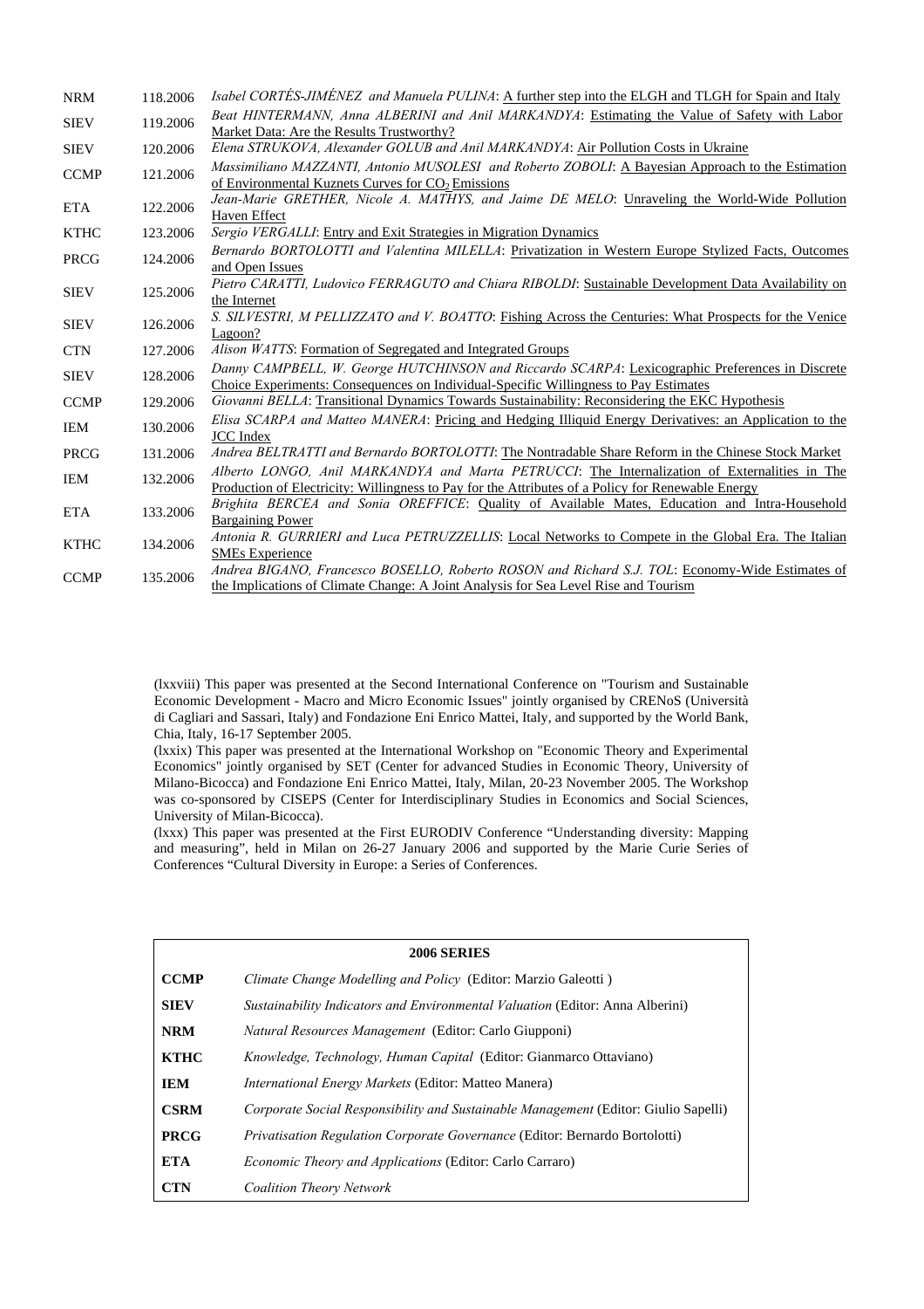| | | |
|---|---|---|
| NRM | 118.2006 | *Isabel CORTÉS-JIMÉNEZ and Manuela PULINA*: A further step into the ELGH and TLGH for Spain and Italy |
| SIEV | 119.2006 | *Beat HINTERMANN, Anna ALBERINI and Anil MARKANDYA*: Estimating the Value of Safety with Labor Market Data: Are the Results Trustworthy? |
| SIEV | 120.2006 | *Elena STRUKOVA, Alexander GOLUB and Anil MARKANDYA*: Air Pollution Costs in Ukraine |
| CCMP | 121.2006 | *Massimiliano MAZZANTI, Antonio MUSOLESI and Roberto ZOBOLI*: A Bayesian Approach to the Estimation of Environmental Kuznets Curves for $CO_2$ Emissions |
| ETA | 122.2006 | *Jean-Marie GRETHER, Nicole A. MATHYS, and Jaime DE MELO*: Unraveling the World-Wide Pollution Haven Effect |
| KTHC | 123.2006 | *Sergio VERGALLI*: Entry and Exit Strategies in Migration Dynamics |
| PRCG | 124.2006 | *Bernardo BORTOLOTTI and Valentina MILELLA*: Privatization in Western Europe Stylized Facts, Outcomes and Open Issues |
| SIEV | 125.2006 | *Pietro CARATTI, Ludovico FERRAGUTO and Chiara RIBOLDI*: Sustainable Development Data Availability on the Internet |
| SIEV | 126.2006 | *S. SILVESTRI, M PELLIZZATO and V. BOATTO*: Fishing Across the Centuries: What Prospects for the Venice Lagoon? |
| CTN | 127.2006 | *Alison WATTS*: Formation of Segregated and Integrated Groups |
| SIEV | 128.2006 | *Danny CAMPBELL, W. George HUTCHINSON and Riccardo SCARPA*: Lexicographic Preferences in Discrete Choice Experiments: Consequences on Individual-Specific Willingness to Pay Estimates |
| CCMP | 129.2006 | *Giovanni BELLA*: Transitional Dynamics Towards Sustainability: Reconsidering the EKC Hypothesis |
| IEM | 130.2006 | *Elisa SCARPA and Matteo MANERA*: Pricing and Hedging Illiquid Energy Derivatives: an Application to the JCC Index |
| PRCG | 131.2006 | *Andrea BELTRATTI and Bernardo BORTOLOTTI*: The Nontradable Share Reform in the Chinese Stock Market |
| IEM | 132.2006 | *Alberto LONGO, Anil MARKANDYA and Marta PETRUCCI*: The Internalization of Externalities in The Production of Electricity: Willingness to Pay for the Attributes of a Policy for Renewable Energy |
| ETA | 133.2006 | *Brighita BERCEA and Sonia OREFFICE*: Quality of Available Mates, Education and Intra-Household Bargaining Power |
| KTHC | 134.2006 | *Antonia R. GURRIERI and Luca PETRUZZELLIS*: Local Networks to Compete in the Global Era. The Italian SMEs Experience |
| CCMP | 135.2006 | *Andrea BIGANO, Francesco BOSELLO, Roberto ROSON and Richard S.J. TOL*: Economy-Wide Estimates of the Implications of Climate Change: A Joint Analysis for Sea Level Rise and Tourism |

(lxxviii) This paper was presented at the Second International Conference on "Tourism and Sustainable Economic Development - Macro and Micro Economic Issues" jointly organised by CRENoS (Università di Cagliari and Sassari, Italy) and Fondazione Eni Enrico Mattei, Italy, and supported by the World Bank, Chia, Italy, 16-17 September 2005.

(lxxix) This paper was presented at the International Workshop on "Economic Theory and Experimental Economics" jointly organised by SET (Center for advanced Studies in Economic Theory, University of Milano-Bicocca) and Fondazione Eni Enrico Mattei, Italy, Milan, 20-23 November 2005. The Workshop was co-sponsored by CISEPS (Center for Interdisciplinary Studies in Economics and Social Sciences, University of Milan-Bicocca).

(lxxx) This paper was presented at the First EURODIV Conference "Understanding diversity: Mapping and measuring", held in Milan on 26-27 January 2006 and supported by the Marie Curie Series of Conferences "Cultural Diversity in Europe: a Series of Conferences.

| **2006 SERIES** | |
|---|---|
| **CCMP** | *Climate Change Modelling and Policy* (Editor: Marzio Galeotti ) |
| **SIEV** | *Sustainability Indicators and Environmental Valuation* (Editor: Anna Alberini) |
| **NRM** | *Natural Resources Management* (Editor: Carlo Giupponi) |
| **KTHC** | *Knowledge, Technology, Human Capital* (Editor: Gianmarco Ottaviano) |
| **IEM** | *International Energy Markets* (Editor: Matteo Manera) |
| **CSRM** | *Corporate Social Responsibility and Sustainable Management* (Editor: Giulio Sapelli) |
| **PRCG** | *Privatisation Regulation Corporate Governance* (Editor: Bernardo Bortolotti) |
| **ETA** | *Economic Theory and Applications* (Editor: Carlo Carraro) |
| **CTN** | *Coalition Theory Network* |